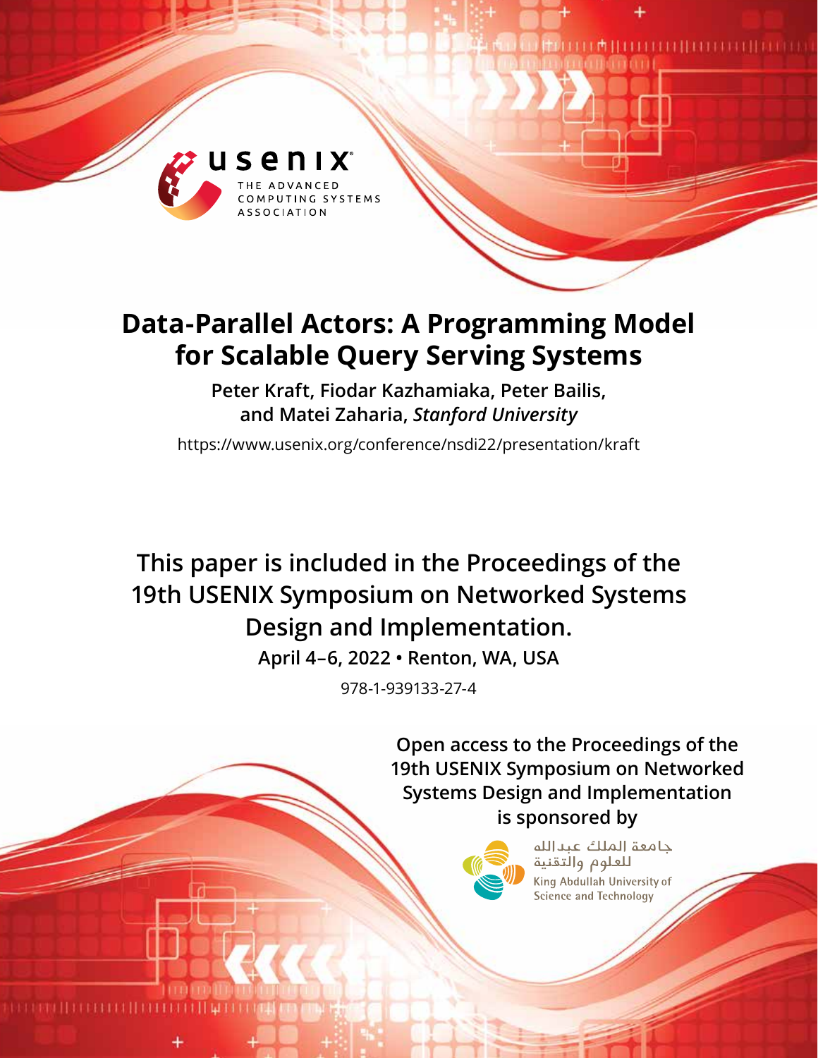usenix

THE ADVANCED COMPUTING SYSTEMS ASSOCIATION

# Data-Parallel Actors: A Programming Model for Scalable Query Serving Systems

**Peter Kraft, Fiodar Kazhamiaka, Peter Bailis, and Matei Zaharia,** ***Stanford University***

https://www.usenix.org/conference/nsdi22/presentation/kraft

**This paper is included in the Proceedings of the 19th USENIX Symposium on Networked Systems Design and Implementation.**

**April 4–6, 2022 • Renton, WA, USA**

978-1-939133-27-4

**Open access to the Proceedings of the 19th USENIX Symposium on Networked Systems Design and Implementation is sponsored by**

جامعة الملك عبدالله
للعلوم والتقنية

King Abdullah University of Science and Technology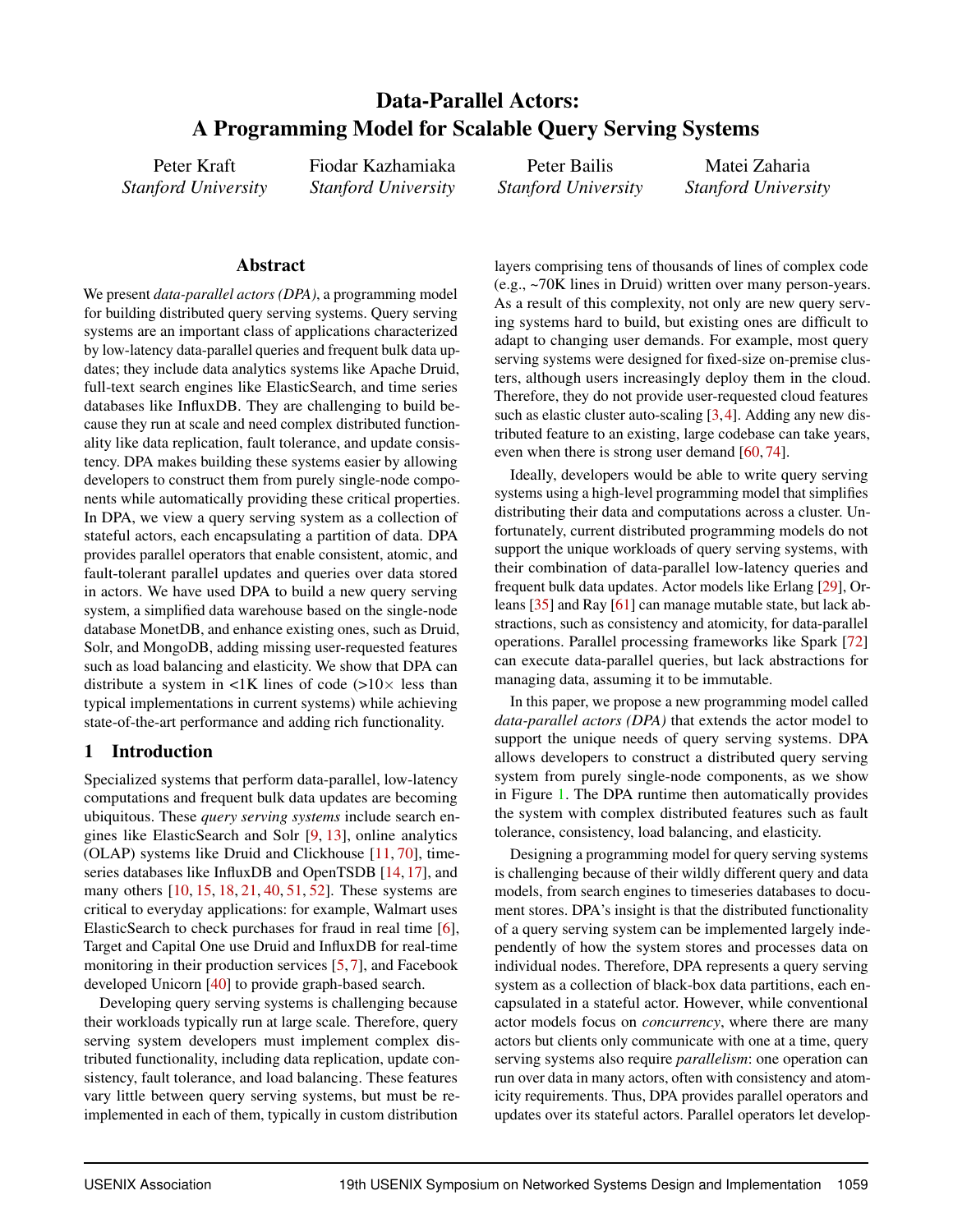# Data-Parallel Actors: A Programming Model for Scalable Query Serving Systems

Peter Kraft
*Stanford University*

Fiodar Kazhamiaka
*Stanford University*

Peter Bailis
*Stanford University*

Matei Zaharia
*Stanford University*

## Abstract

We present *data-parallel actors (DPA)*, a programming model for building distributed query serving systems. Query serving systems are an important class of applications characterized by low-latency data-parallel queries and frequent bulk data updates; they include data analytics systems like Apache Druid, full-text search engines like ElasticSearch, and time series databases like InfluxDB. They are challenging to build because they run at scale and need complex distributed functionality like data replication, fault tolerance, and update consistency. DPA makes building these systems easier by allowing developers to construct them from purely single-node components while automatically providing these critical properties. In DPA, we view a query serving system as a collection of stateful actors, each encapsulating a partition of data. DPA provides parallel operators that enable consistent, atomic, and fault-tolerant parallel updates and queries over data stored in actors. We have used DPA to build a new query serving system, a simplified data warehouse based on the single-node database MonetDB, and enhance existing ones, such as Druid, Solr, and MongoDB, adding missing user-requested features such as load balancing and elasticity. We show that DPA can distribute a system in <1K lines of code (>10× less than typical implementations in current systems) while achieving state-of-the-art performance and adding rich functionality.

## 1 Introduction

Specialized systems that perform data-parallel, low-latency computations and frequent bulk data updates are becoming ubiquitous. These *query serving systems* include search engines like ElasticSearch and Solr [9, 13], online analytics (OLAP) systems like Druid and Clickhouse [11, 70], time-series databases like InfluxDB and OpenTSDB [14, 17], and many others [10, 15, 18, 21, 40, 51, 52]. These systems are critical to everyday applications: for example, Walmart uses ElasticSearch to check purchases for fraud in real time [6], Target and Capital One use Druid and InfluxDB for real-time monitoring in their production services [5, 7], and Facebook developed Unicorn [40] to provide graph-based search.

Developing query serving systems is challenging because their workloads typically run at large scale. Therefore, query serving system developers must implement complex distributed functionality, including data replication, update consistency, fault tolerance, and load balancing. These features vary little between query serving systems, but must be re-implemented in each of them, typically in custom distribution layers comprising tens of thousands of lines of complex code (e.g., ~70K lines in Druid) written over many person-years. As a result of this complexity, not only are new query serving systems hard to build, but existing ones are difficult to adapt to changing user demands. For example, most query serving systems were designed for fixed-size on-premise clusters, although users increasingly deploy them in the cloud. Therefore, they do not provide user-requested cloud features such as elastic cluster auto-scaling [3, 4]. Adding any new distributed feature to an existing, large codebase can take years, even when there is strong user demand [60, 74].

Ideally, developers would be able to write query serving systems using a high-level programming model that simplifies distributing their data and computations across a cluster. Unfortunately, current distributed programming models do not support the unique workloads of query serving systems, with their combination of data-parallel low-latency queries and frequent bulk data updates. Actor models like Erlang [29], Orleans [35] and Ray [61] can manage mutable state, but lack abstractions, such as consistency and atomicity, for data-parallel operations. Parallel processing frameworks like Spark [72] can execute data-parallel queries, but lack abstractions for managing data, assuming it to be immutable.

In this paper, we propose a new programming model called *data-parallel actors (DPA)* that extends the actor model to support the unique needs of query serving systems. DPA allows developers to construct a distributed query serving system from purely single-node components, as we show in Figure 1. The DPA runtime then automatically provides the system with complex distributed features such as fault tolerance, consistency, load balancing, and elasticity.

Designing a programming model for query serving systems is challenging because of their wildly different query and data models, from search engines to timeseries databases to document stores. DPA's insight is that the distributed functionality of a query serving system can be implemented largely independently of how the system stores and processes data on individual nodes. Therefore, DPA represents a query serving system as a collection of black-box data partitions, each encapsulated in a stateful actor. However, while conventional actor models focus on *concurrency*, where there are many actors but clients only communicate with one at a time, query serving systems also require *parallelism*: one operation can run over data in many actors, often with consistency and atomicity requirements. Thus, DPA provides parallel operators and updates over its stateful actors. Parallel operators let develop-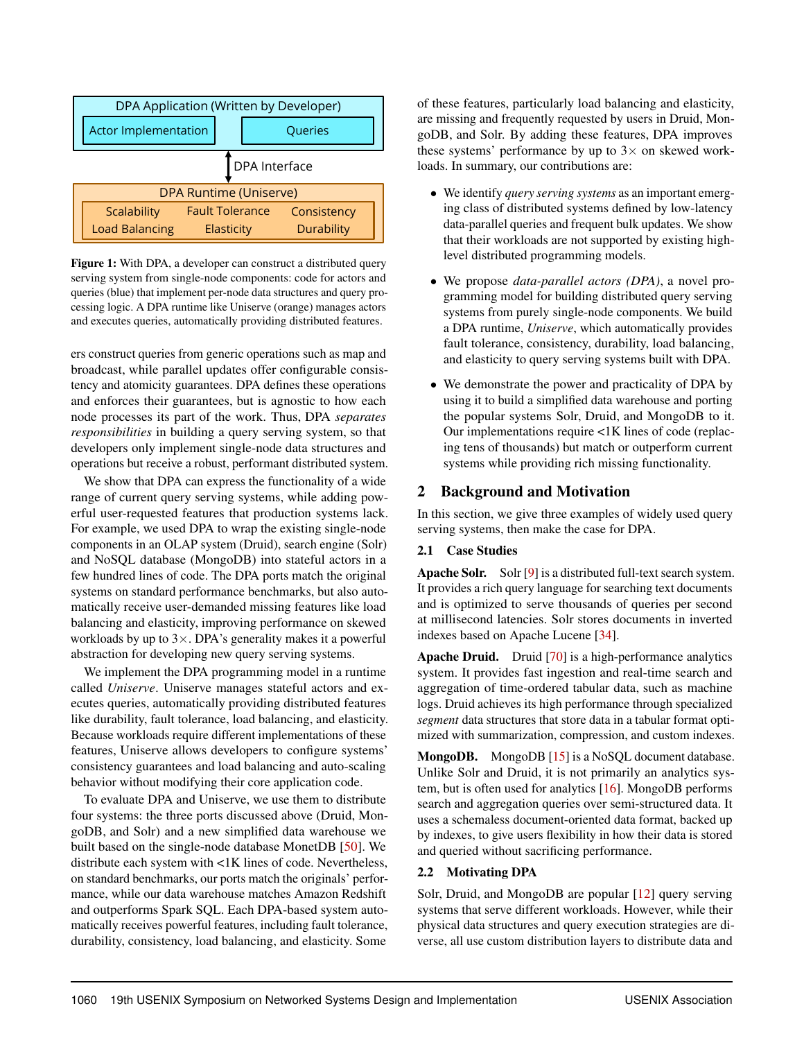DPA Application (Written by Developer)

Actor Implementation | Queries

DPA Interface

DPA Runtime (Uniserve)

Scalability | Fault Tolerance | Consistency
Load Balancing | Elasticity | Durability

**Figure 1:** With DPA, a developer can construct a distributed query serving system from single-node components: code for actors and queries (blue) that implement per-node data structures and query processing logic. A DPA runtime like Uniserve (orange) manages actors and executes queries, automatically providing distributed features.

ers construct queries from generic operations such as map and broadcast, while parallel updates offer configurable consistency and atomicity guarantees. DPA defines these operations and enforces their guarantees, but is agnostic to how each node processes its part of the work. Thus, DPA *separates responsibilities* in building a query serving system, so that developers only implement single-node data structures and operations but receive a robust, performant distributed system.

We show that DPA can express the functionality of a wide range of current query serving systems, while adding powerful user-requested features that production systems lack. For example, we used DPA to wrap the existing single-node components in an OLAP system (Druid), search engine (Solr) and NoSQL database (MongoDB) into stateful actors in a few hundred lines of code. The DPA ports match the original systems on standard performance benchmarks, but also automatically receive user-demanded missing features like load balancing and elasticity, improving performance on skewed workloads by up to 3×. DPA's generality makes it a powerful abstraction for developing new query serving systems.

We implement the DPA programming model in a runtime called *Uniserve*. Uniserve manages stateful actors and executes queries, automatically providing distributed features like durability, fault tolerance, load balancing, and elasticity. Because workloads require different implementations of these features, Uniserve allows developers to configure systems' consistency guarantees and load balancing and auto-scaling behavior without modifying their core application code.

To evaluate DPA and Uniserve, we use them to distribute four systems: the three ports discussed above (Druid, MongoDB, and Solr) and a new simplified data warehouse we built based on the single-node database MonetDB [50]. We distribute each system with <1K lines of code. Nevertheless, on standard benchmarks, our ports match the originals' performance, while our data warehouse matches Amazon Redshift and outperforms Spark SQL. Each DPA-based system automatically receives powerful features, including fault tolerance, durability, consistency, load balancing, and elasticity. Some of these features, particularly load balancing and elasticity, are missing and frequently requested by users in Druid, MongoDB, and Solr. By adding these features, DPA improves these systems' performance by up to 3× on skewed workloads. In summary, our contributions are:

- We identify *query serving systems* as an important emerging class of distributed systems defined by low-latency data-parallel queries and frequent bulk updates. We show that their workloads are not supported by existing high-level distributed programming models.
- We propose *data-parallel actors (DPA)*, a novel programming model for building distributed query serving systems from purely single-node components. We build a DPA runtime, *Uniserve*, which automatically provides fault tolerance, consistency, durability, load balancing, and elasticity to query serving systems built with DPA.
- We demonstrate the power and practicality of DPA by using it to build a simplified data warehouse and porting the popular systems Solr, Druid, and MongoDB to it. Our implementations require <1K lines of code (replacing tens of thousands) but match or outperform current systems while providing rich missing functionality.

## 2 Background and Motivation

In this section, we give three examples of widely used query serving systems, then make the case for DPA.

### 2.1 Case Studies

**Apache Solr.** Solr [9] is a distributed full-text search system. It provides a rich query language for searching text documents and is optimized to serve thousands of queries per second at millisecond latencies. Solr stores documents in inverted indexes based on Apache Lucene [34].

**Apache Druid.** Druid [70] is a high-performance analytics system. It provides fast ingestion and real-time search and aggregation of time-ordered tabular data, such as machine logs. Druid achieves its high performance through specialized *segment* data structures that store data in a tabular format optimized with summarization, compression, and custom indexes.

**MongoDB.** MongoDB [15] is a NoSQL document database. Unlike Solr and Druid, it is not primarily an analytics system, but is often used for analytics [16]. MongoDB performs search and aggregation queries over semi-structured data. It uses a schemaless document-oriented data format, backed up by indexes, to give users flexibility in how their data is stored and queried without sacrificing performance.

### 2.2 Motivating DPA

Solr, Druid, and MongoDB are popular [12] query serving systems that serve different workloads. However, while their physical data structures and query execution strategies are diverse, all use custom distribution layers to distribute data and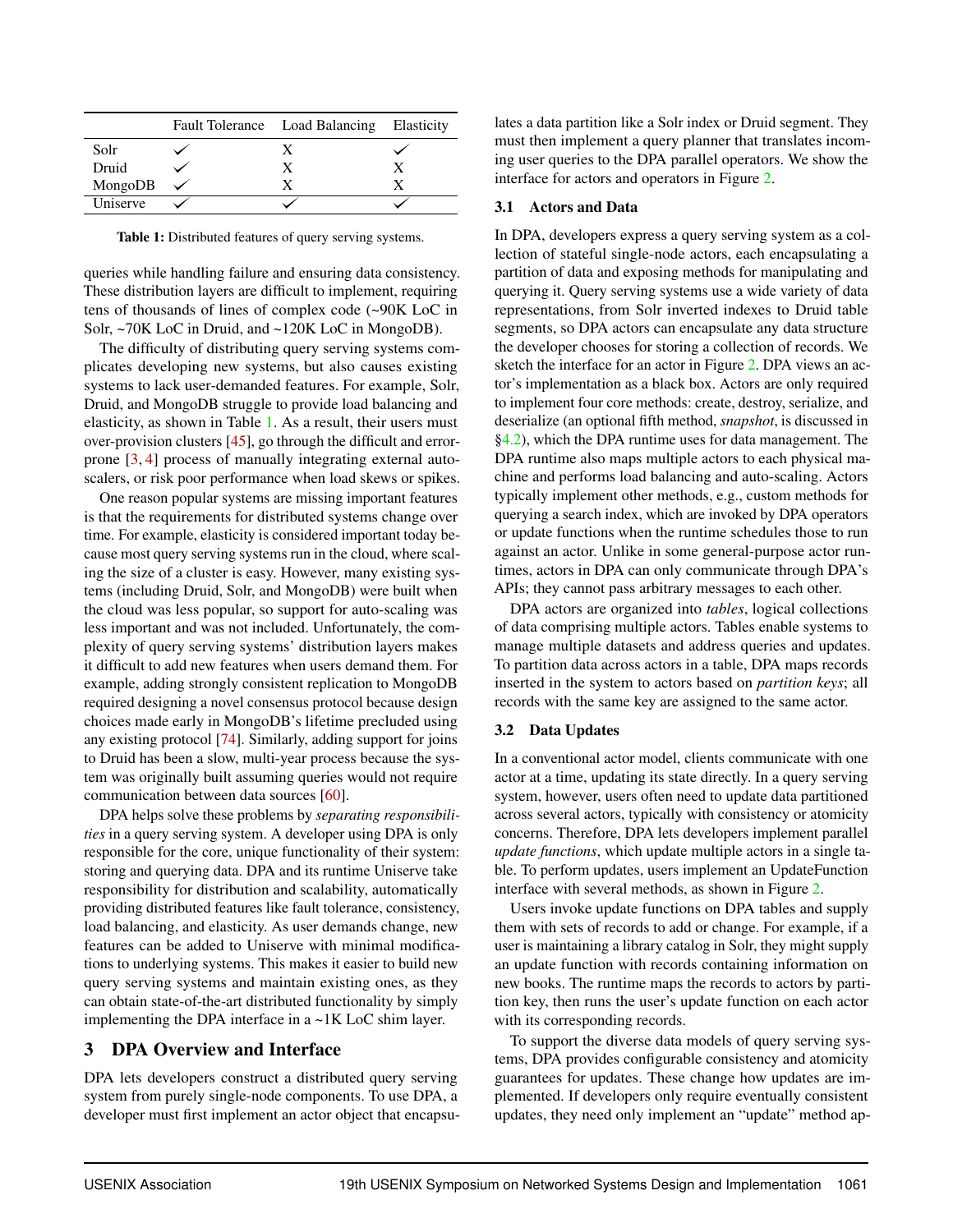|  | Fault Tolerance | Load Balancing | Elasticity |
| --- | --- | --- | --- |
| Solr | ✓ | X | ✓ |
| Druid | ✓ | X | X |
| MongoDB | ✓ | X | X |
| Uniserve | ✓ | ✓ | ✓ |

**Table 1:** Distributed features of query serving systems.

queries while handling failure and ensuring data consistency. These distribution layers are difficult to implement, requiring tens of thousands of lines of complex code (~90K LoC in Solr, ~70K LoC in Druid, and ~120K LoC in MongoDB).

The difficulty of distributing query serving systems complicates developing new systems, but also causes existing systems to lack user-demanded features. For example, Solr, Druid, and MongoDB struggle to provide load balancing and elasticity, as shown in Table 1. As a result, their users must over-provision clusters [45], go through the difficult and error-prone [3, 4] process of manually integrating external auto-scalers, or risk poor performance when load skews or spikes.

One reason popular systems are missing important features is that the requirements for distributed systems change over time. For example, elasticity is considered important today because most query serving systems run in the cloud, where scaling the size of a cluster is easy. However, many existing systems (including Druid, Solr, and MongoDB) were built when the cloud was less popular, so support for auto-scaling was less important and was not included. Unfortunately, the complexity of query serving systems' distribution layers makes it difficult to add new features when users demand them. For example, adding strongly consistent replication to MongoDB required designing a novel consensus protocol because design choices made early in MongoDB's lifetime precluded using any existing protocol [74]. Similarly, adding support for joins to Druid has been a slow, multi-year process because the system was originally built assuming queries would not require communication between data sources [60].

DPA helps solve these problems by *separating responsibilities* in a query serving system. A developer using DPA is only responsible for the core, unique functionality of their system: storing and querying data. DPA and its runtime Uniserve take responsibility for distribution and scalability, automatically providing distributed features like fault tolerance, consistency, load balancing, and elasticity. As user demands change, new features can be added to Uniserve with minimal modifications to underlying systems. This makes it easier to build new query serving systems and maintain existing ones, as they can obtain state-of-the-art distributed functionality by simply implementing the DPA interface in a ~1K LoC shim layer.

## 3 DPA Overview and Interface

DPA lets developers construct a distributed query serving system from purely single-node components. To use DPA, a developer must first implement an actor object that encapsulates a data partition like a Solr index or Druid segment. They must then implement a query planner that translates incoming user queries to the DPA parallel operators. We show the interface for actors and operators in Figure 2.

### 3.1 Actors and Data

In DPA, developers express a query serving system as a collection of stateful single-node actors, each encapsulating a partition of data and exposing methods for manipulating and querying it. Query serving systems use a wide variety of data representations, from Solr inverted indexes to Druid table segments, so DPA actors can encapsulate any data structure the developer chooses for storing a collection of records. We sketch the interface for an actor in Figure 2. DPA views an actor's implementation as a black box. Actors are only required to implement four core methods: create, destroy, serialize, and deserialize (an optional fifth method, *snapshot*, is discussed in §4.2), which the DPA runtime uses for data management. The DPA runtime also maps multiple actors to each physical machine and performs load balancing and auto-scaling. Actors typically implement other methods, e.g., custom methods for querying a search index, which are invoked by DPA operators or update functions when the runtime schedules those to run against an actor. Unlike in some general-purpose actor runtimes, actors in DPA can only communicate through DPA's APIs; they cannot pass arbitrary messages to each other.

DPA actors are organized into *tables*, logical collections of data comprising multiple actors. Tables enable systems to manage multiple datasets and address queries and updates. To partition data across actors in a table, DPA maps records inserted in the system to actors based on *partition keys*; all records with the same key are assigned to the same actor.

### 3.2 Data Updates

In a conventional actor model, clients communicate with one actor at a time, updating its state directly. In a query serving system, however, users often need to update data partitioned across several actors, typically with consistency or atomicity concerns. Therefore, DPA lets developers implement parallel *update functions*, which update multiple actors in a single table. To perform updates, users implement an UpdateFunction interface with several methods, as shown in Figure 2.

Users invoke update functions on DPA tables and supply them with sets of records to add or change. For example, if a user is maintaining a library catalog in Solr, they might supply an update function with records containing information on new books. The runtime maps the records to actors by partition key, then runs the user's update function on each actor with its corresponding records.

To support the diverse data models of query serving systems, DPA provides configurable consistency and atomicity guarantees for updates. These change how updates are implemented. If developers only require eventually consistent updates, they need only implement an "update" method ap-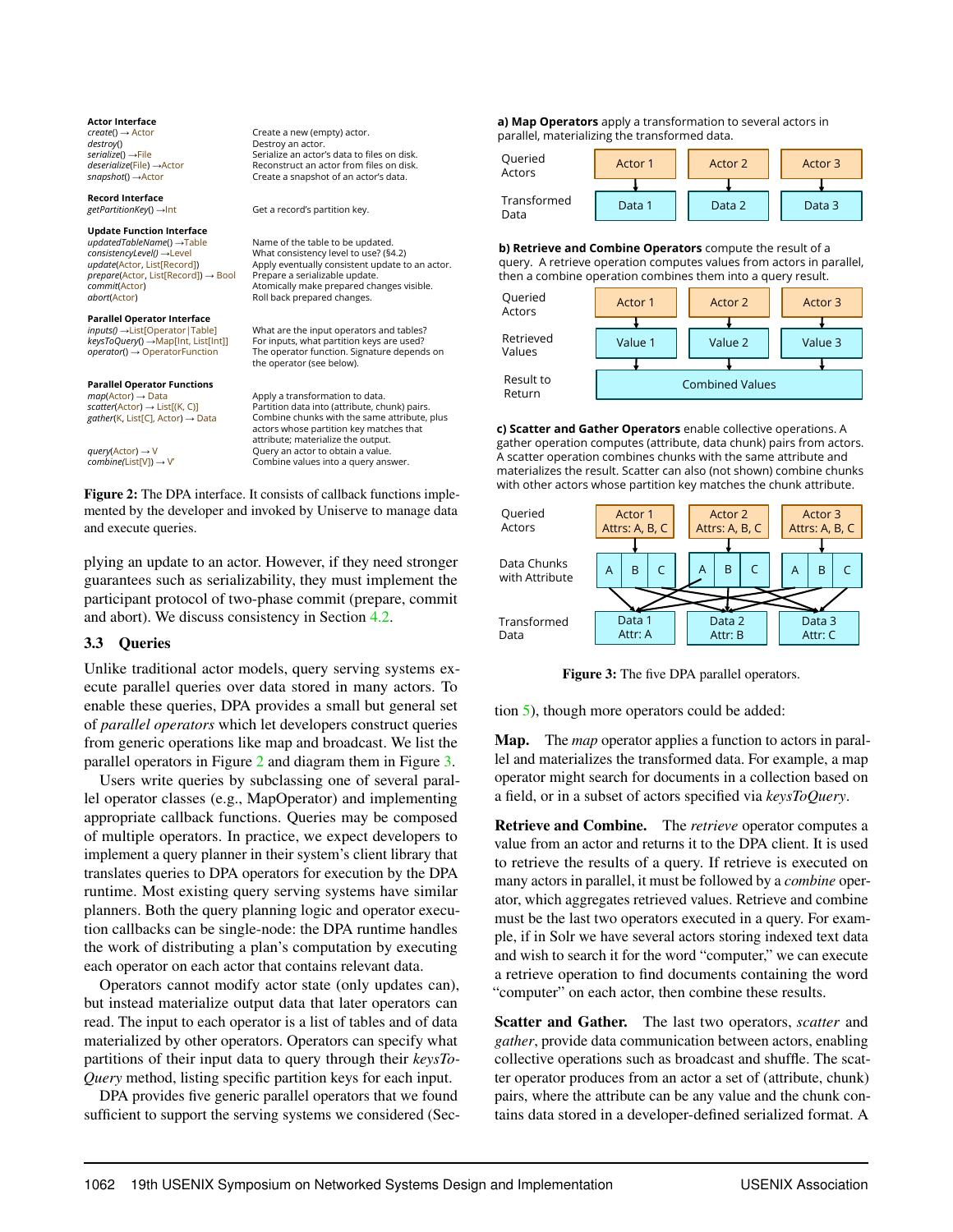**Actor Interface**

| | |
|---|---|
| *create*() → Actor | Create a new (empty) actor. |
| *destroy*() | Destroy an actor. |
| *serialize*() → File | Serialize an actor's data to files on disk. |
| *deserialize*(File) → Actor | Reconstruct an actor from files on disk. |
| *snapshot*() → Actor | Create a snapshot of an actor's data. |

**Record Interface**

| | |
|---|---|
| *getPartitionKey*() → Int | Get a record's partition key. |

**Update Function Interface**

| | |
|---|---|
| *updatedTableName*() → Table | Name of the table to be updated. |
| *consistencyLevel*() → Level | What consistency level to use? (§4.2) |
| *update*(Actor, List[Record]) | Apply eventually consistent update to an actor. |
| *prepare*(Actor, List[Record]) → Bool | Prepare a serializable update. |
| *commit*(Actor) | Atomically make prepared changes visible. |
| *abort*(Actor) | Roll back prepared changes. |

**Parallel Operator Interface**

| | |
|---|---|
| *inputs*() → List[Operator\|Table] | What are the input operators and tables? |
| *keysToQuery*() → Map[Int, List[Int]] | For inputs, what partition keys are used? |
| *operator*() → OperatorFunction | The operator function. Signature depends on the operator (see below). |

**Parallel Operator Functions**

| | |
|---|---|
| *map*(Actor) → Data | Apply a transformation to data. |
| *scatter*(Actor) → List[(K, C)] | Partition data into (attribute, chunk) pairs. |
| *gather*(K, List[C], Actor) → Data | Combine chunks with the same attribute, plus actors whose partition key matches that attribute; materialize the output. |
| *query*(Actor) → V | Query an actor to obtain a value. |
| *combine*(List[V]) → V' | Combine values into a query answer. |

**Figure 2:** The DPA interface. It consists of callback functions implemented by the developer and invoked by Uniserve to manage data and execute queries.

plying an update to an actor. However, if they need stronger guarantees such as serializability, they must implement the participant protocol of two-phase commit (prepare, commit and abort). We discuss consistency in Section 4.2.

### 3.3 Queries

Unlike traditional actor models, query serving systems execute parallel queries over data stored in many actors. To enable these queries, DPA provides a small but general set of *parallel operators* which let developers construct queries from generic operations like map and broadcast. We list the parallel operators in Figure 2 and diagram them in Figure 3.

Users write queries by subclassing one of several parallel operator classes (e.g., MapOperator) and implementing appropriate callback functions. Queries may be composed of multiple operators. In practice, we expect developers to implement a query planner in their system's client library that translates queries to DPA operators for execution by the DPA runtime. Most existing query serving systems have similar planners. Both the query planning logic and operator execution callbacks can be single-node: the DPA runtime handles the work of distributing a plan's computation by executing each operator on each actor that contains relevant data.

Operators cannot modify actor state (only updates can), but instead materialize output data that later operators can read. The input to each operator is a list of tables and of data materialized by other operators. Operators can specify what partitions of their input data to query through their *keysToQuery* method, listing specific partition keys for each input.

DPA provides five generic parallel operators that we found sufficient to support the serving systems we considered (Section 5), though more operators could be added:

**a) Map Operators** apply a transformation to several actors in parallel, materializing the transformed data.

**b) Retrieve and Combine Operators** compute the result of a query. A retrieve operation computes values from actors in parallel, then a combine operation combines them into a query result.

**c) Scatter and Gather Operators** enable collective operations. A gather operation computes (attribute, data chunk) pairs from actors. A scatter operation combines chunks with the same attribute and materializes the result. Scatter can also (not shown) combine chunks with other actors whose partition key matches the chunk attribute.

**Figure 3:** The five DPA parallel operators.

**Map.** The *map* operator applies a function to actors in parallel and materializes the transformed data. For example, a map operator might search for documents in a collection based on a field, or in a subset of actors specified via *keysToQuery*.

**Retrieve and Combine.** The *retrieve* operator computes a value from an actor and returns it to the DPA client. It is used to retrieve the results of a query. If retrieve is executed on many actors in parallel, it must be followed by a *combine* operator, which aggregates retrieved values. Retrieve and combine must be the last two operators executed in a query. For example, if in Solr we have several actors storing indexed text data and wish to search it for the word "computer," we can execute a retrieve operation to find documents containing the word "computer" on each actor, then combine these results.

**Scatter and Gather.** The last two operators, *scatter* and *gather*, provide data communication between actors, enabling collective operations such as broadcast and shuffle. The scatter operator produces from an actor a set of (attribute, chunk) pairs, where the attribute can be any value and the chunk contains data stored in a developer-defined serialized format. A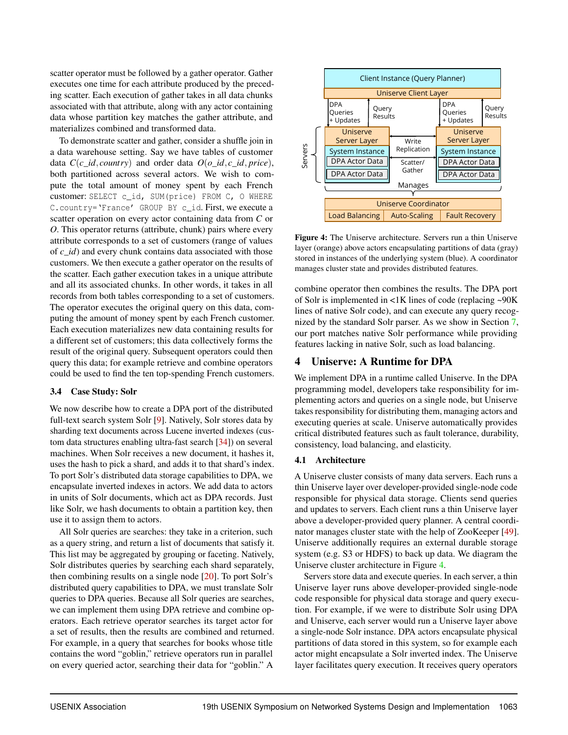scatter operator must be followed by a gather operator. Gather executes one time for each attribute produced by the preceding scatter. Each execution of gather takes in all data chunks associated with that attribute, along with any actor containing data whose partition key matches the gather attribute, and materializes combined and transformed data.

To demonstrate scatter and gather, consider a shuffle join in a data warehouse setting. Say we have tables of customer data $C(c\_id, country)$ and order data $O(o\_id, c\_id, price)$, both partitioned across several actors. We wish to compute the total amount of money spent by each French customer: `SELECT c_id, SUM(price) FROM C, O WHERE C.country='France' GROUP BY c_id`. First, we execute a scatter operation on every actor containing data from *C* or *O*. This operator returns (attribute, chunk) pairs where every attribute corresponds to a set of customers (range of values of *c_id*) and every chunk contains data associated with those customers. We then execute a gather operator on the results of the scatter. Each gather execution takes in a unique attribute and all its associated chunks. In other words, it takes in all records from both tables corresponding to a set of customers. The operator executes the original query on this data, computing the amount of money spent by each French customer. Each execution materializes new data containing results for a different set of customers; this data collectively forms the result of the original query. Subsequent operators could then query this data; for example retrieve and combine operators could be used to find the ten top-spending French customers.

### 3.4 Case Study: Solr

We now describe how to create a DPA port of the distributed full-text search system Solr [9]. Natively, Solr stores data by sharding text documents across Lucene inverted indexes (custom data structures enabling ultra-fast search [34]) on several machines. When Solr receives a new document, it hashes it, uses the hash to pick a shard, and adds it to that shard's index. To port Solr's distributed data storage capabilities to DPA, we encapsulate inverted indexes in actors. We add data to actors in units of Solr documents, which act as DPA records. Just like Solr, we hash documents to obtain a partition key, then use it to assign them to actors.

All Solr queries are searches: they take in a criterion, such as a query string, and return a list of documents that satisfy it. This list may be aggregated by grouping or faceting. Natively, Solr distributes queries by searching each shard separately, then combining results on a single node [20]. To port Solr's distributed query capabilities to DPA, we must translate Solr queries to DPA queries. Because all Solr queries are searches, we can implement them using DPA retrieve and combine operators. Each retrieve operator searches its target actor for a set of results, then the results are combined and returned. For example, in a query that searches for books whose title contains the word "goblin," retrieve operators run in parallel on every queried actor, searching their data for "goblin." A combine operator then combines the results. The DPA port of Solr is implemented in <1K lines of code (replacing ~90K lines of native Solr code), and can execute any query recognized by the standard Solr parser. As we show in Section 7, our port matches native Solr performance while providing features lacking in native Solr, such as load balancing.

**Figure 4:** The Uniserve architecture. Servers run a thin Uniserve layer (orange) above actors encapsulating partitions of data (gray) stored in instances of the underlying system (blue). A coordinator manages cluster state and provides distributed features.

## 4 Uniserve: A Runtime for DPA

We implement DPA in a runtime called Uniserve. In the DPA programming model, developers take responsibility for implementing actors and queries on a single node, but Uniserve takes responsibility for distributing them, managing actors and executing queries at scale. Uniserve automatically provides critical distributed features such as fault tolerance, durability, consistency, load balancing, and elasticity.

### 4.1 Architecture

A Uniserve cluster consists of many data servers. Each runs a thin Uniserve layer over developer-provided single-node code responsible for physical data storage. Clients send queries and updates to servers. Each client runs a thin Uniserve layer above a developer-provided query planner. A central coordinator manages cluster state with the help of ZooKeeper [49]. Uniserve additionally requires an external durable storage system (e.g. S3 or HDFS) to back up data. We diagram the Uniserve cluster architecture in Figure 4.

Servers store data and execute queries. In each server, a thin Uniserve layer runs above developer-provided single-node code responsible for physical data storage and query execution. For example, if we were to distribute Solr using DPA and Uniserve, each server would run a Uniserve layer above a single-node Solr instance. DPA actors encapsulate physical partitions of data stored in this system, so for example each actor might encapsulate a Solr inverted index. The Uniserve layer facilitates query execution. It receives query operators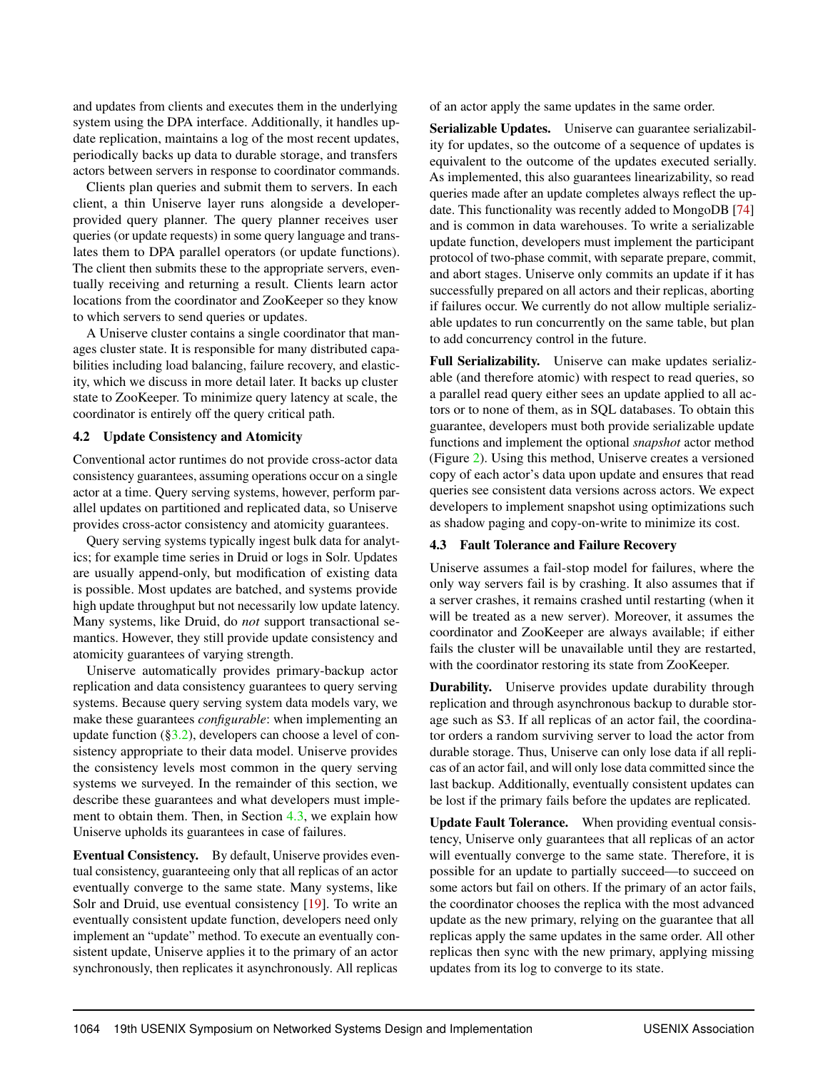and updates from clients and executes them in the underlying system using the DPA interface. Additionally, it handles update replication, maintains a log of the most recent updates, periodically backs up data to durable storage, and transfers actors between servers in response to coordinator commands.

Clients plan queries and submit them to servers. In each client, a thin Uniserve layer runs alongside a developer-provided query planner. The query planner receives user queries (or update requests) in some query language and translates them to DPA parallel operators (or update functions). The client then submits these to the appropriate servers, eventually receiving and returning a result. Clients learn actor locations from the coordinator and ZooKeeper so they know to which servers to send queries or updates.

A Uniserve cluster contains a single coordinator that manages cluster state. It is responsible for many distributed capabilities including load balancing, failure recovery, and elasticity, which we discuss in more detail later. It backs up cluster state to ZooKeeper. To minimize query latency at scale, the coordinator is entirely off the query critical path.

### 4.2 Update Consistency and Atomicity

Conventional actor runtimes do not provide cross-actor data consistency guarantees, assuming operations occur on a single actor at a time. Query serving systems, however, perform parallel updates on partitioned and replicated data, so Uniserve provides cross-actor consistency and atomicity guarantees.

Query serving systems typically ingest bulk data for analytics; for example time series in Druid or logs in Solr. Updates are usually append-only, but modification of existing data is possible. Most updates are batched, and systems provide high update throughput but not necessarily low update latency. Many systems, like Druid, do *not* support transactional semantics. However, they still provide update consistency and atomicity guarantees of varying strength.

Uniserve automatically provides primary-backup actor replication and data consistency guarantees to query serving systems. Because query serving system data models vary, we make these guarantees *configurable*: when implementing an update function (§3.2), developers can choose a level of consistency appropriate to their data model. Uniserve provides the consistency levels most common in the query serving systems we surveyed. In the remainder of this section, we describe these guarantees and what developers must implement to obtain them. Then, in Section 4.3, we explain how Uniserve upholds its guarantees in case of failures.

**Eventual Consistency.** By default, Uniserve provides eventual consistency, guaranteeing only that all replicas of an actor eventually converge to the same state. Many systems, like Solr and Druid, use eventual consistency [19]. To write an eventually consistent update function, developers need only implement an "update" method. To execute an eventually consistent update, Uniserve applies it to the primary of an actor synchronously, then replicates it asynchronously. All replicas of an actor apply the same updates in the same order.

**Serializable Updates.** Uniserve can guarantee serializability for updates, so the outcome of a sequence of updates is equivalent to the outcome of the updates executed serially. As implemented, this also guarantees linearizability, so read queries made after an update completes always reflect the update. This functionality was recently added to MongoDB [74] and is common in data warehouses. To write a serializable update function, developers must implement the participant protocol of two-phase commit, with separate prepare, commit, and abort stages. Uniserve only commits an update if it has successfully prepared on all actors and their replicas, aborting if failures occur. We currently do not allow multiple serializable updates to run concurrently on the same table, but plan to add concurrency control in the future.

**Full Serializability.** Uniserve can make updates serializable (and therefore atomic) with respect to read queries, so a parallel read query either sees an update applied to all actors or to none of them, as in SQL databases. To obtain this guarantee, developers must both provide serializable update functions and implement the optional *snapshot* actor method (Figure 2). Using this method, Uniserve creates a versioned copy of each actor's data upon update and ensures that read queries see consistent data versions across actors. We expect developers to implement snapshot using optimizations such as shadow paging and copy-on-write to minimize its cost.

### 4.3 Fault Tolerance and Failure Recovery

Uniserve assumes a fail-stop model for failures, where the only way servers fail is by crashing. It also assumes that if a server crashes, it remains crashed until restarting (when it will be treated as a new server). Moreover, it assumes the coordinator and ZooKeeper are always available; if either fails the cluster will be unavailable until they are restarted, with the coordinator restoring its state from ZooKeeper.

**Durability.** Uniserve provides update durability through replication and through asynchronous backup to durable storage such as S3. If all replicas of an actor fail, the coordinator orders a random surviving server to load the actor from durable storage. Thus, Uniserve can only lose data if all replicas of an actor fail, and will only lose data committed since the last backup. Additionally, eventually consistent updates can be lost if the primary fails before the updates are replicated.

**Update Fault Tolerance.** When providing eventual consistency, Uniserve only guarantees that all replicas of an actor will eventually converge to the same state. Therefore, it is possible for an update to partially succeed—to succeed on some actors but fail on others. If the primary of an actor fails, the coordinator chooses the replica with the most advanced update as the new primary, relying on the guarantee that all replicas apply the same updates in the same order. All other replicas then sync with the new primary, applying missing updates from its log to converge to its state.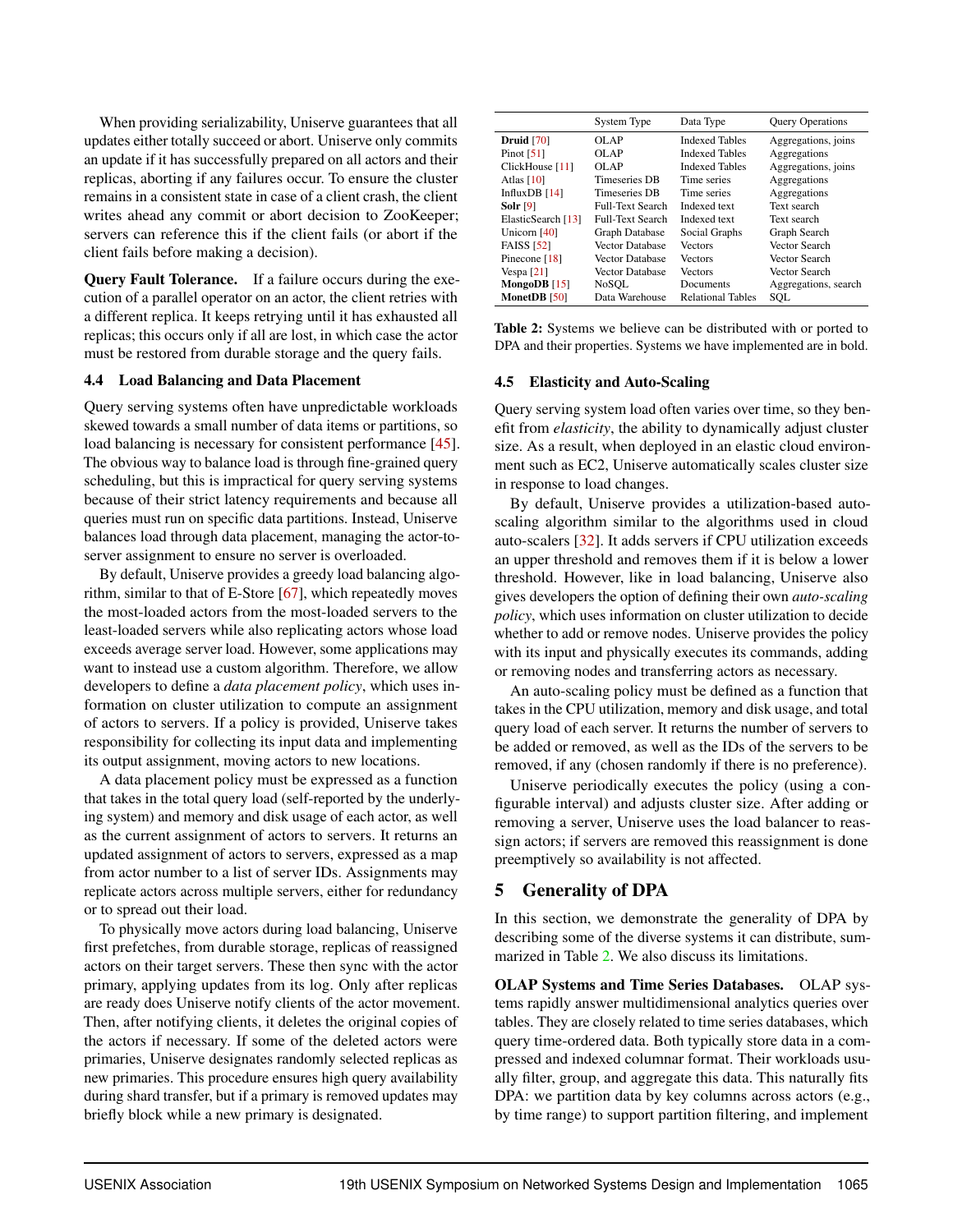When providing serializability, Uniserve guarantees that all updates either totally succeed or abort. Uniserve only commits an update if it has successfully prepared on all actors and their replicas, aborting if any failures occur. To ensure the cluster remains in a consistent state in case of a client crash, the client writes ahead any commit or abort decision to ZooKeeper; servers can reference this if the client fails (or abort if the client fails before making a decision).

**Query Fault Tolerance.** If a failure occurs during the execution of a parallel operator on an actor, the client retries with a different replica. It keeps retrying until it has exhausted all replicas; this occurs only if all are lost, in which case the actor must be restored from durable storage and the query fails.

### 4.4 Load Balancing and Data Placement

Query serving systems often have unpredictable workloads skewed towards a small number of data items or partitions, so load balancing is necessary for consistent performance [45]. The obvious way to balance load is through fine-grained query scheduling, but this is impractical for query serving systems because of their strict latency requirements and because all queries must run on specific data partitions. Instead, Uniserve balances load through data placement, managing the actor-to-server assignment to ensure no server is overloaded.

By default, Uniserve provides a greedy load balancing algorithm, similar to that of E-Store [67], which repeatedly moves the most-loaded actors from the most-loaded servers to the least-loaded servers while also replicating actors whose load exceeds average server load. However, some applications may want to instead use a custom algorithm. Therefore, we allow developers to define a *data placement policy*, which uses information on cluster utilization to compute an assignment of actors to servers. If a policy is provided, Uniserve takes responsibility for collecting its input data and implementing its output assignment, moving actors to new locations.

A data placement policy must be expressed as a function that takes in the total query load (self-reported by the underlying system) and memory and disk usage of each actor, as well as the current assignment of actors to servers. It returns an updated assignment of actors to servers, expressed as a map from actor number to a list of server IDs. Assignments may replicate actors across multiple servers, either for redundancy or to spread out their load.

To physically move actors during load balancing, Uniserve first prefetches, from durable storage, replicas of reassigned actors on their target servers. These then sync with the actor primary, applying updates from its log. Only after replicas are ready does Uniserve notify clients of the actor movement. Then, after notifying clients, it deletes the original copies of the actors if necessary. If some of the deleted actors were primaries, Uniserve designates randomly selected replicas as new primaries. This procedure ensures high query availability during shard transfer, but if a primary is removed updates may briefly block while a new primary is designated.

| | System Type | Data Type | Query Operations |
|---|---|---|---|
| **Druid** [70] | OLAP | Indexed Tables | Aggregations, joins |
| Pinot [51] | OLAP | Indexed Tables | Aggregations |
| ClickHouse [11] | OLAP | Indexed Tables | Aggregations, joins |
| Atlas [10] | Timeseries DB | Time series | Aggregations |
| InfluxDB [14] | Timeseries DB | Time series | Aggregations |
| **Solr** [9] | Full-Text Search | Indexed text | Text search |
| ElasticSearch [13] | Full-Text Search | Indexed text | Text search |
| Unicorn [40] | Graph Database | Social Graphs | Graph Search |
| FAISS [52] | Vector Database | Vectors | Vector Search |
| Pinecone [18] | Vector Database | Vectors | Vector Search |
| Vespa [21] | Vector Database | Vectors | Vector Search |
| **MongoDB** [15] | NoSQL | Documents | Aggregations, search |
| **MonetDB** [50] | Data Warehouse | Relational Tables | SQL |

**Table 2:** Systems we believe can be distributed with or ported to DPA and their properties. Systems we have implemented are in bold.

### 4.5 Elasticity and Auto-Scaling

Query serving system load often varies over time, so they benefit from *elasticity*, the ability to dynamically adjust cluster size. As a result, when deployed in an elastic cloud environment such as EC2, Uniserve automatically scales cluster size in response to load changes.

By default, Uniserve provides a utilization-based autoscaling algorithm similar to the algorithms used in cloud auto-scalers [32]. It adds servers if CPU utilization exceeds an upper threshold and removes them if it is below a lower threshold. However, like in load balancing, Uniserve also gives developers the option of defining their own *auto-scaling policy*, which uses information on cluster utilization to decide whether to add or remove nodes. Uniserve provides the policy with its input and physically executes its commands, adding or removing nodes and transferring actors as necessary.

An auto-scaling policy must be defined as a function that takes in the CPU utilization, memory and disk usage, and total query load of each server. It returns the number of servers to be added or removed, as well as the IDs of the servers to be removed, if any (chosen randomly if there is no preference).

Uniserve periodically executes the policy (using a configurable interval) and adjusts cluster size. After adding or removing a server, Uniserve uses the load balancer to reassign actors; if servers are removed this reassignment is done preemptively so availability is not affected.

## 5 Generality of DPA

In this section, we demonstrate the generality of DPA by describing some of the diverse systems it can distribute, summarized in Table 2. We also discuss its limitations.

**OLAP Systems and Time Series Databases.** OLAP systems rapidly answer multidimensional analytics queries over tables. They are closely related to time series databases, which query time-ordered data. Both typically store data in a compressed and indexed columnar format. Their workloads usually filter, group, and aggregate this data. This naturally fits DPA: we partition data by key columns across actors (e.g., by time range) to support partition filtering, and implement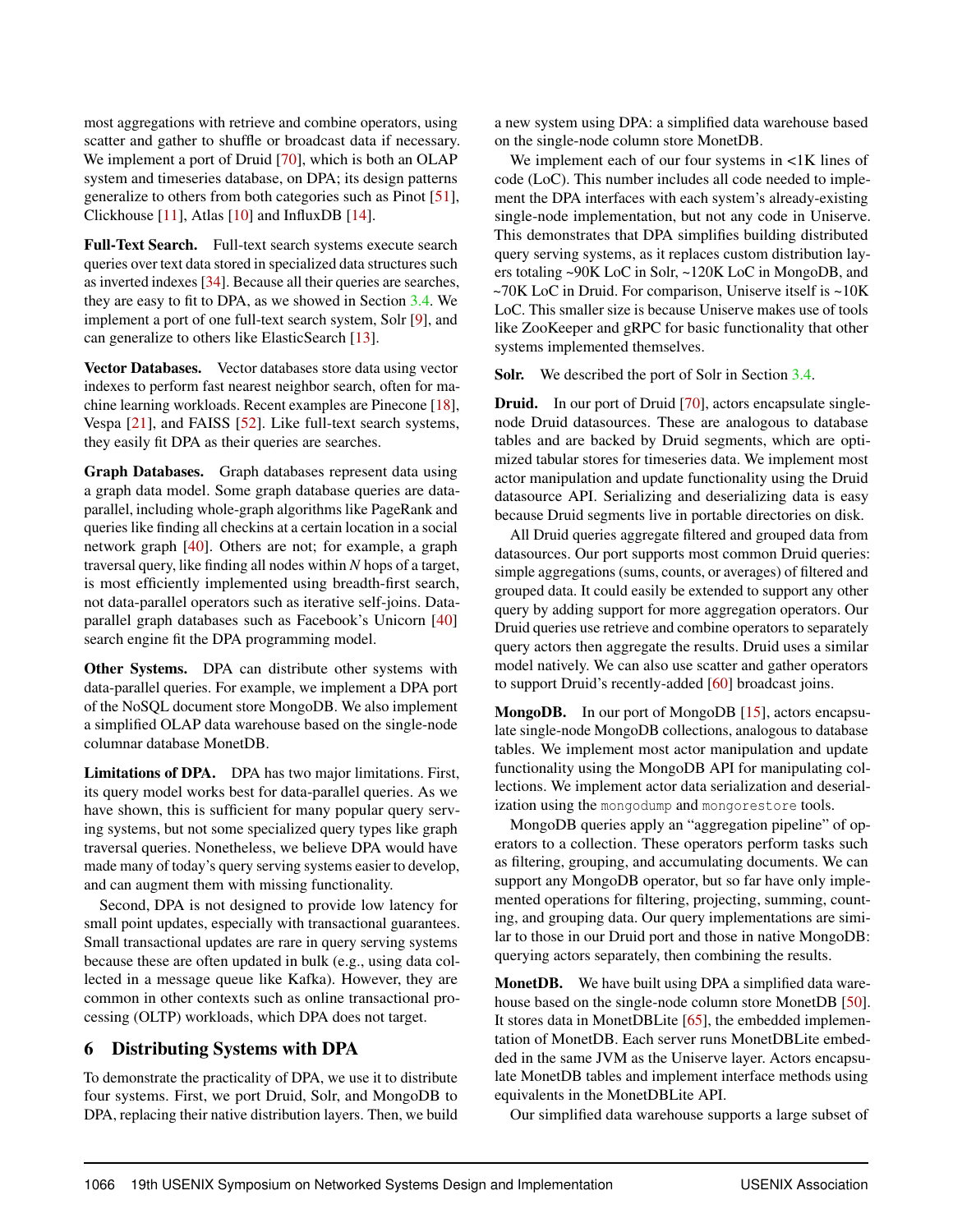most aggregations with retrieve and combine operators, using scatter and gather to shuffle or broadcast data if necessary. We implement a port of Druid [70], which is both an OLAP system and timeseries database, on DPA; its design patterns generalize to others from both categories such as Pinot [51], Clickhouse [11], Atlas [10] and InfluxDB [14].

**Full-Text Search.** Full-text search systems execute search queries over text data stored in specialized data structures such as inverted indexes [34]. Because all their queries are searches, they are easy to fit to DPA, as we showed in Section 3.4. We implement a port of one full-text search system, Solr [9], and can generalize to others like ElasticSearch [13].

**Vector Databases.** Vector databases store data using vector indexes to perform fast nearest neighbor search, often for machine learning workloads. Recent examples are Pinecone [18], Vespa [21], and FAISS [52]. Like full-text search systems, they easily fit DPA as their queries are searches.

**Graph Databases.** Graph databases represent data using a graph data model. Some graph database queries are data-parallel, including whole-graph algorithms like PageRank and queries like finding all checkins at a certain location in a social network graph [40]. Others are not; for example, a graph traversal query, like finding all nodes within *N* hops of a target, is most efficiently implemented using breadth-first search, not data-parallel operators such as iterative self-joins. Data-parallel graph databases such as Facebook's Unicorn [40] search engine fit the DPA programming model.

**Other Systems.** DPA can distribute other systems with data-parallel queries. For example, we implement a DPA port of the NoSQL document store MongoDB. We also implement a simplified OLAP data warehouse based on the single-node columnar database MonetDB.

**Limitations of DPA.** DPA has two major limitations. First, its query model works best for data-parallel queries. As we have shown, this is sufficient for many popular query serving systems, but not some specialized query types like graph traversal queries. Nonetheless, we believe DPA would have made many of today's query serving systems easier to develop, and can augment them with missing functionality.

Second, DPA is not designed to provide low latency for small point updates, especially with transactional guarantees. Small transactional updates are rare in query serving systems because these are often updated in bulk (e.g., using data collected in a message queue like Kafka). However, they are common in other contexts such as online transactional processing (OLTP) workloads, which DPA does not target.

## 6 Distributing Systems with DPA

To demonstrate the practicality of DPA, we use it to distribute four systems. First, we port Druid, Solr, and MongoDB to DPA, replacing their native distribution layers. Then, we build a new system using DPA: a simplified data warehouse based on the single-node column store MonetDB.

We implement each of our four systems in <1K lines of code (LoC). This number includes all code needed to implement the DPA interfaces with each system's already-existing single-node implementation, but not any code in Uniserve. This demonstrates that DPA simplifies building distributed query serving systems, as it replaces custom distribution layers totaling ~90K LoC in Solr, ~120K LoC in MongoDB, and ~70K LoC in Druid. For comparison, Uniserve itself is ~10K LoC. This smaller size is because Uniserve makes use of tools like ZooKeeper and gRPC for basic functionality that other systems implemented themselves.

**Solr.** We described the port of Solr in Section 3.4.

**Druid.** In our port of Druid [70], actors encapsulate single-node Druid datasources. These are analogous to database tables and are backed by Druid segments, which are optimized tabular stores for timeseries data. We implement most actor manipulation and update functionality using the Druid datasource API. Serializing and deserializing data is easy because Druid segments live in portable directories on disk.

All Druid queries aggregate filtered and grouped data from datasources. Our port supports most common Druid queries: simple aggregations (sums, counts, or averages) of filtered and grouped data. It could easily be extended to support any other query by adding support for more aggregation operators. Our Druid queries use retrieve and combine operators to separately query actors then aggregate the results. Druid uses a similar model natively. We can also use scatter and gather operators to support Druid's recently-added [60] broadcast joins.

**MongoDB.** In our port of MongoDB [15], actors encapsulate single-node MongoDB collections, analogous to database tables. We implement most actor manipulation and update functionality using the MongoDB API for manipulating collections. We implement actor data serialization and deserialization using the `mongodump` and `mongorestore` tools.

MongoDB queries apply an "aggregation pipeline" of operators to a collection. These operators perform tasks such as filtering, grouping, and accumulating documents. We can support any MongoDB operator, but so far have only implemented operations for filtering, projecting, summing, counting, and grouping data. Our query implementations are similar to those in our Druid port and those in native MongoDB: querying actors separately, then combining the results.

**MonetDB.** We have built using DPA a simplified data warehouse based on the single-node column store MonetDB [50]. It stores data in MonetDBLite [65], the embedded implementation of MonetDB. Each server runs MonetDBLite embedded in the same JVM as the Uniserve layer. Actors encapsulate MonetDB tables and implement interface methods using equivalents in the MonetDBLite API.

Our simplified data warehouse supports a large subset of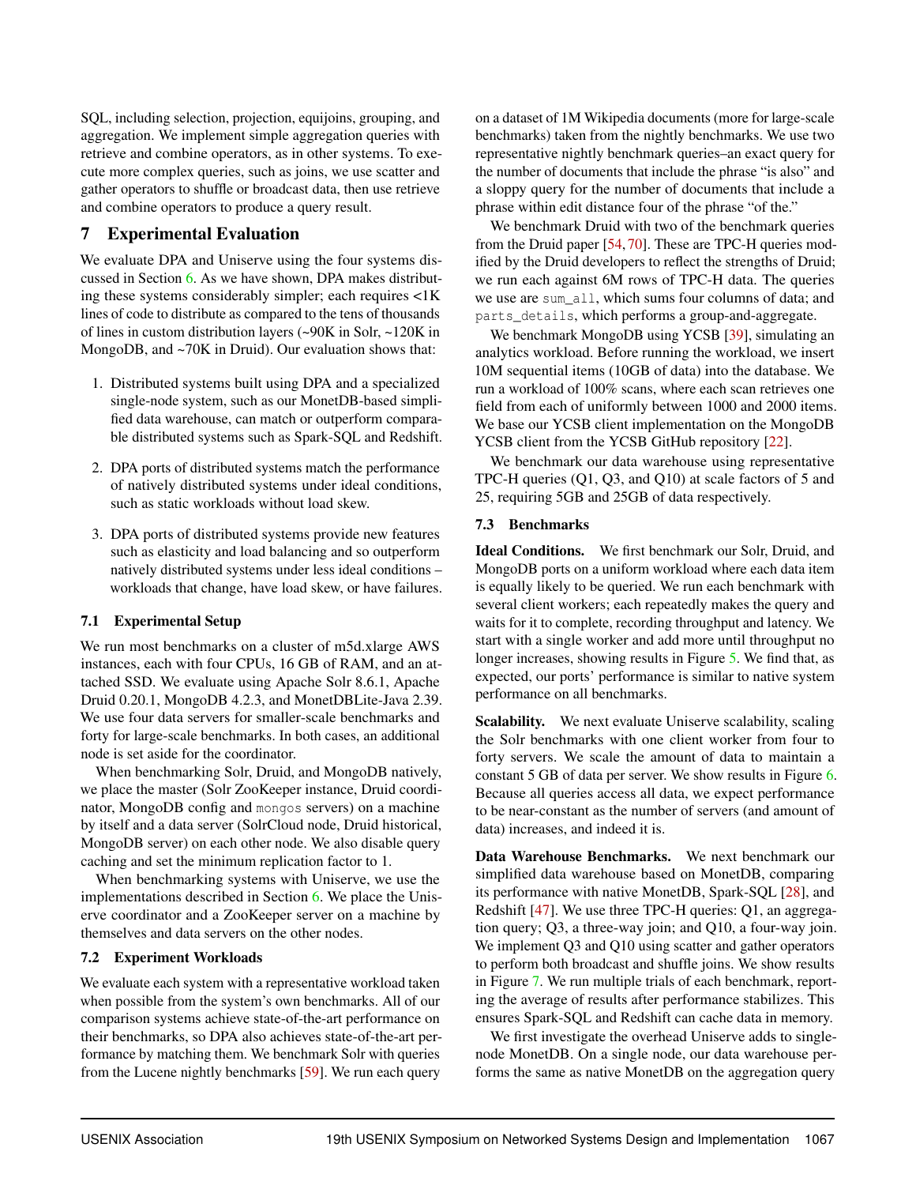SQL, including selection, projection, equijoins, grouping, and aggregation. We implement simple aggregation queries with retrieve and combine operators, as in other systems. To execute more complex queries, such as joins, we use scatter and gather operators to shuffle or broadcast data, then use retrieve and combine operators to produce a query result.

## 7 Experimental Evaluation

We evaluate DPA and Uniserve using the four systems discussed in Section 6. As we have shown, DPA makes distributing these systems considerably simpler; each requires <1K lines of code to distribute as compared to the tens of thousands of lines in custom distribution layers (~90K in Solr, ~120K in MongoDB, and ~70K in Druid). Our evaluation shows that:

1. Distributed systems built using DPA and a specialized single-node system, such as our MonetDB-based simplified data warehouse, can match or outperform comparable distributed systems such as Spark-SQL and Redshift.
2. DPA ports of distributed systems match the performance of natively distributed systems under ideal conditions, such as static workloads without load skew.
3. DPA ports of distributed systems provide new features such as elasticity and load balancing and so outperform natively distributed systems under less ideal conditions – workloads that change, have load skew, or have failures.

### 7.1 Experimental Setup

We run most benchmarks on a cluster of m5d.xlarge AWS instances, each with four CPUs, 16 GB of RAM, and an attached SSD. We evaluate using Apache Solr 8.6.1, Apache Druid 0.20.1, MongoDB 4.2.3, and MonetDBLite-Java 2.39. We use four data servers for smaller-scale benchmarks and forty for large-scale benchmarks. In both cases, an additional node is set aside for the coordinator.

When benchmarking Solr, Druid, and MongoDB natively, we place the master (Solr ZooKeeper instance, Druid coordinator, MongoDB config and `mongos` servers) on a machine by itself and a data server (SolrCloud node, Druid historical, MongoDB server) on each other node. We also disable query caching and set the minimum replication factor to 1.

When benchmarking systems with Uniserve, we use the implementations described in Section 6. We place the Uniserve coordinator and a ZooKeeper server on a machine by themselves and data servers on the other nodes.

### 7.2 Experiment Workloads

We evaluate each system with a representative workload taken when possible from the system's own benchmarks. All of our comparison systems achieve state-of-the-art performance on their benchmarks, so DPA also achieves state-of-the-art performance by matching them. We benchmark Solr with queries from the Lucene nightly benchmarks [59]. We run each query on a dataset of 1M Wikipedia documents (more for large-scale benchmarks) taken from the nightly benchmarks. We use two representative nightly benchmark queries–an exact query for the number of documents that include the phrase "is also" and a sloppy query for the number of documents that include a phrase within edit distance four of the phrase "of the."

We benchmark Druid with two of the benchmark queries from the Druid paper [54, 70]. These are TPC-H queries modified by the Druid developers to reflect the strengths of Druid; we run each against 6M rows of TPC-H data. The queries we use are `sum_all`, which sums four columns of data; and `parts_details`, which performs a group-and-aggregate.

We benchmark MongoDB using YCSB [39], simulating an analytics workload. Before running the workload, we insert 10M sequential items (10GB of data) into the database. We run a workload of 100% scans, where each scan retrieves one field from each of uniformly between 1000 and 2000 items. We base our YCSB client implementation on the MongoDB YCSB client from the YCSB GitHub repository [22].

We benchmark our data warehouse using representative TPC-H queries (Q1, Q3, and Q10) at scale factors of 5 and 25, requiring 5GB and 25GB of data respectively.

### 7.3 Benchmarks

**Ideal Conditions.** We first benchmark our Solr, Druid, and MongoDB ports on a uniform workload where each data item is equally likely to be queried. We run each benchmark with several client workers; each repeatedly makes the query and waits for it to complete, recording throughput and latency. We start with a single worker and add more until throughput no longer increases, showing results in Figure 5. We find that, as expected, our ports' performance is similar to native system performance on all benchmarks.

**Scalability.** We next evaluate Uniserve scalability, scaling the Solr benchmarks with one client worker from four to forty servers. We scale the amount of data to maintain a constant 5 GB of data per server. We show results in Figure 6. Because all queries access all data, we expect performance to be near-constant as the number of servers (and amount of data) increases, and indeed it is.

**Data Warehouse Benchmarks.** We next benchmark our simplified data warehouse based on MonetDB, comparing its performance with native MonetDB, Spark-SQL [28], and Redshift [47]. We use three TPC-H queries: Q1, an aggregation query; Q3, a three-way join; and Q10, a four-way join. We implement Q3 and Q10 using scatter and gather operators to perform both broadcast and shuffle joins. We show results in Figure 7. We run multiple trials of each benchmark, reporting the average of results after performance stabilizes. This ensures Spark-SQL and Redshift can cache data in memory.

We first investigate the overhead Uniserve adds to single-node MonetDB. On a single node, our data warehouse performs the same as native MonetDB on the aggregation query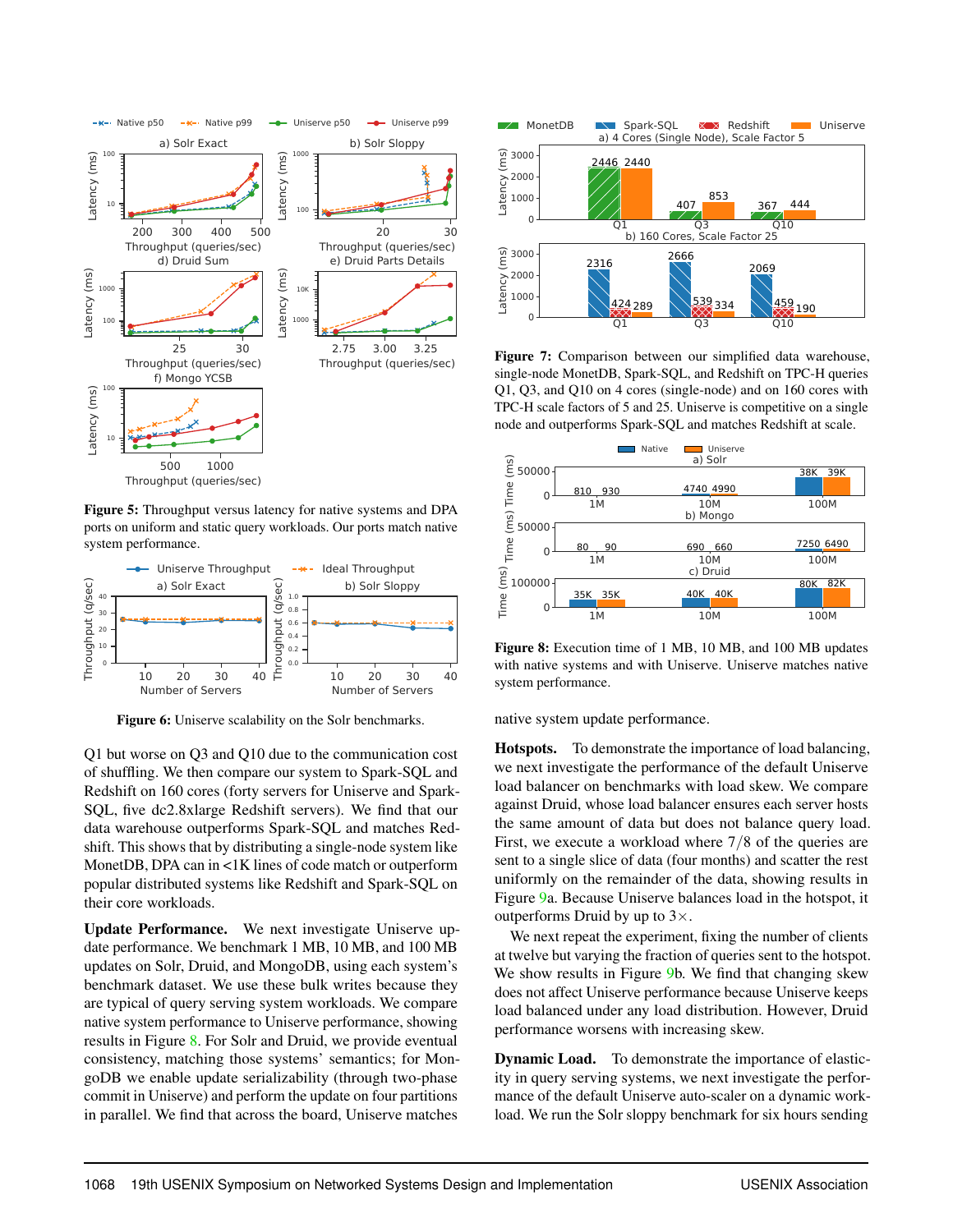Figure 5: Throughput versus latency for native systems and DPA ports on uniform and static query workloads. Our ports match native system performance.

Figure 6: Uniserve scalability on the Solr benchmarks.

Q1 but worse on Q3 and Q10 due to the communication cost of shuffling. We then compare our system to Spark-SQL and Redshift on 160 cores (forty servers for Uniserve and Spark-SQL, five dc2.8xlarge Redshift servers). We find that our data warehouse outperforms Spark-SQL and matches Redshift. This shows that by distributing a single-node system like MonetDB, DPA can in <1K lines of code match or outperform popular distributed systems like Redshift and Spark-SQL on their core workloads.

**Update Performance.** We next investigate Uniserve update performance. We benchmark 1 MB, 10 MB, and 100 MB updates on Solr, Druid, and MongoDB, using each system's benchmark dataset. We use these bulk writes because they are typical of query serving system workloads. We compare native system performance to Uniserve performance, showing results in Figure 8. For Solr and Druid, we provide eventual consistency, matching those systems' semantics; for MongoDB we enable update serializability (through two-phase commit in Uniserve) and perform the update on four partitions in parallel. We find that across the board, Uniserve matches native system update performance.

Figure 7: Comparison between our simplified data warehouse, single-node MonetDB, Spark-SQL, and Redshift on TPC-H queries Q1, Q3, and Q10 on 4 cores (single-node) and on 160 cores with TPC-H scale factors of 5 and 25. Uniserve is competitive on a single node and outperforms Spark-SQL and matches Redshift at scale.

Figure 8: Execution time of 1 MB, 10 MB, and 100 MB updates with native systems and with Uniserve. Uniserve matches native system performance.

**Hotspots.** To demonstrate the importance of load balancing, we next investigate the performance of the default Uniserve load balancer on benchmarks with load skew. We compare against Druid, whose load balancer ensures each server hosts the same amount of data but does not balance query load. First, we execute a workload where 7/8 of the queries are sent to a single slice of data (four months) and scatter the rest uniformly on the remainder of the data, showing results in Figure 9a. Because Uniserve balances load in the hotspot, it outperforms Druid by up to 3×.

We next repeat the experiment, fixing the number of clients at twelve but varying the fraction of queries sent to the hotspot. We show results in Figure 9b. We find that changing skew does not affect Uniserve performance because Uniserve keeps load balanced under any load distribution. However, Druid performance worsens with increasing skew.

**Dynamic Load.** To demonstrate the importance of elasticity in query serving systems, we next investigate the performance of the default Uniserve auto-scaler on a dynamic workload. We run the Solr sloppy benchmark for six hours sending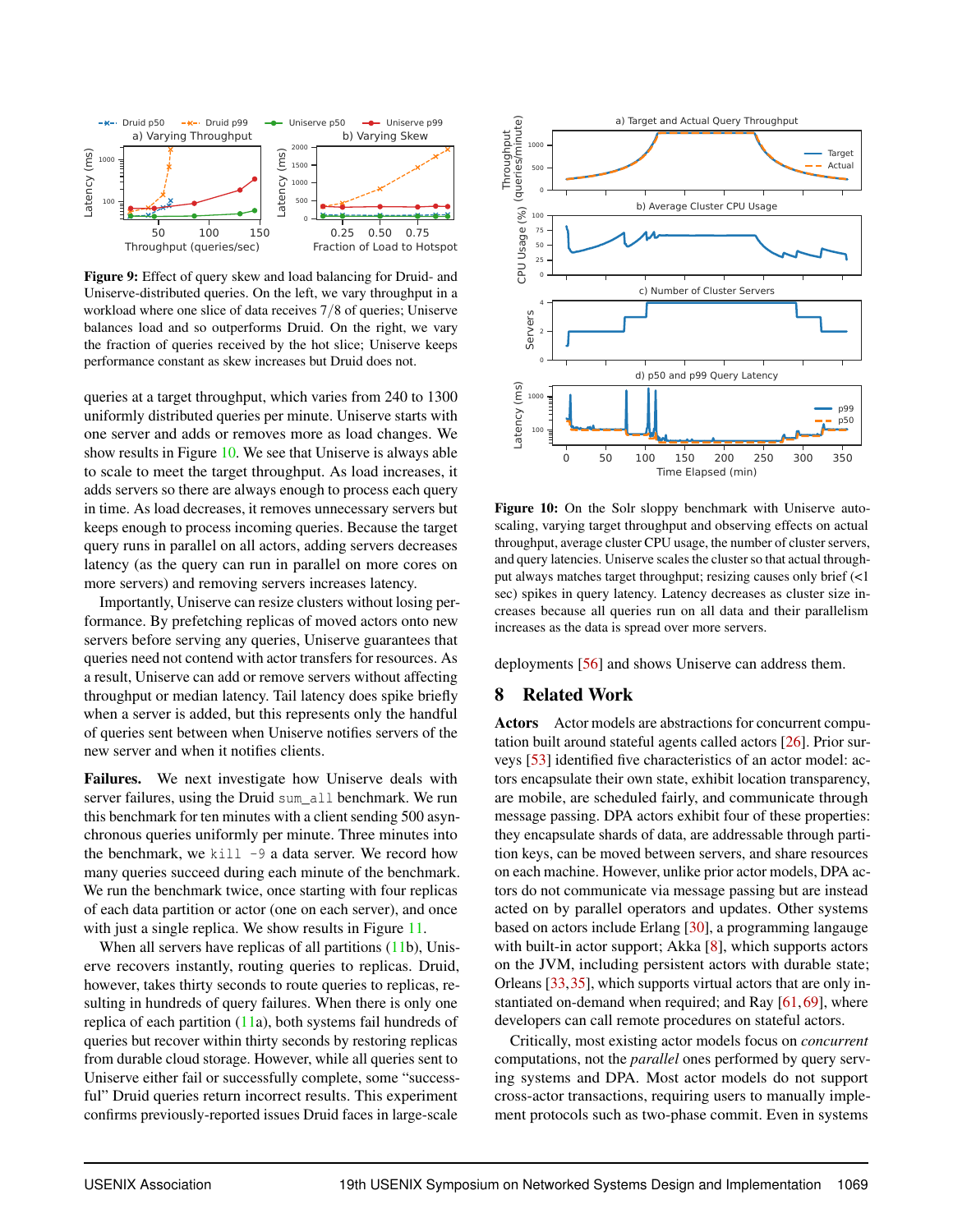**Figure 9:** Effect of query skew and load balancing for Druid- and Uniserve-distributed queries. On the left, we vary throughput in a workload where one slice of data receives 7/8 of queries; Uniserve balances load and so outperforms Druid. On the right, we vary the fraction of queries received by the hot slice; Uniserve keeps performance constant as skew increases but Druid does not.

queries at a target throughput, which varies from 240 to 1300 uniformly distributed queries per minute. Uniserve starts with one server and adds or removes more as load changes. We show results in Figure 10. We see that Uniserve is always able to scale to meet the target throughput. As load increases, it adds servers so there are always enough to process each query in time. As load decreases, it removes unnecessary servers but keeps enough to process incoming queries. Because the target query runs in parallel on all actors, adding servers decreases latency (as the query can run in parallel on more cores on more servers) and removing servers increases latency.

Importantly, Uniserve can resize clusters without losing performance. By prefetching replicas of moved actors onto new servers before serving any queries, Uniserve guarantees that queries need not contend with actor transfers for resources. As a result, Uniserve can add or remove servers without affecting throughput or median latency. Tail latency does spike briefly when a server is added, but this represents only the handful of queries sent between when Uniserve notifies servers of the new server and when it notifies clients.

**Failures.** We next investigate how Uniserve deals with server failures, using the Druid `sum_all` benchmark. We run this benchmark for ten minutes with a client sending 500 asynchronous queries uniformly per minute. Three minutes into the benchmark, we `kill -9` a data server. We record how many queries succeed during each minute of the benchmark. We run the benchmark twice, once starting with four replicas of each data partition or actor (one on each server), and once with just a single replica. We show results in Figure 11.

When all servers have replicas of all partitions (11b), Uniserve recovers instantly, routing queries to replicas. Druid, however, takes thirty seconds to route queries to replicas, resulting in hundreds of query failures. When there is only one replica of each partition (11a), both systems fail hundreds of queries but recover within thirty seconds by restoring replicas from durable cloud storage. However, while all queries sent to Uniserve either fail or successfully complete, some "successful" Druid queries return incorrect results. This experiment confirms previously-reported issues Druid faces in large-scale deployments [56] and shows Uniserve can address them.

**Figure 10:** On the Solr sloppy benchmark with Uniserve autoscaling, varying target throughput and observing effects on actual throughput, average cluster CPU usage, the number of cluster servers, and query latencies. Uniserve scales the cluster so that actual throughput always matches target throughput; resizing causes only brief (<1 sec) spikes in query latency. Latency decreases as cluster size increases because all queries run on all data and their parallelism increases as the data is spread over more servers.

## 8 Related Work

**Actors** Actor models are abstractions for concurrent computation built around stateful agents called actors [26]. Prior surveys [53] identified five characteristics of an actor model: actors encapsulate their own state, exhibit location transparency, are mobile, are scheduled fairly, and communicate through message passing. DPA actors exhibit four of these properties: they encapsulate shards of data, are addressable through partition keys, can be moved between servers, and share resources on each machine. However, unlike prior actor models, DPA actors do not communicate via message passing but are instead acted on by parallel operators and updates. Other systems based on actors include Erlang [30], a programming langauge with built-in actor support; Akka [8], which supports actors on the JVM, including persistent actors with durable state; Orleans [33,35], which supports virtual actors that are only instantiated on-demand when required; and Ray [61,69], where developers can call remote procedures on stateful actors.

Critically, most existing actor models focus on *concurrent* computations, not the *parallel* ones performed by query serving systems and DPA. Most actor models do not support cross-actor transactions, requiring users to manually implement protocols such as two-phase commit. Even in systems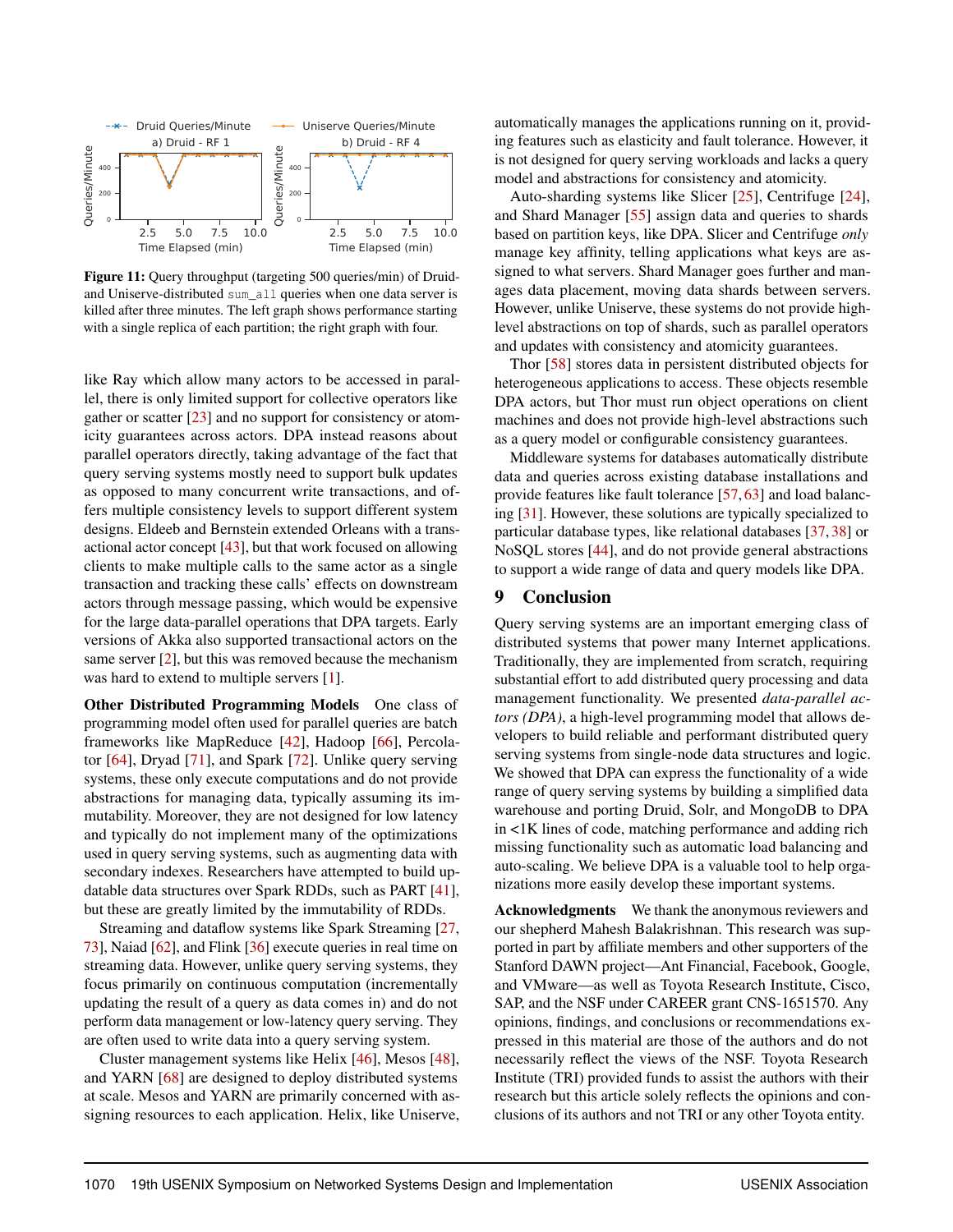**Figure 11:** Query throughput (targeting 500 queries/min) of Druid- and Uniserve-distributed `sum_all` queries when one data server is killed after three minutes. The left graph shows performance starting with a single replica of each partition; the right graph with four.

like Ray which allow many actors to be accessed in parallel, there is only limited support for collective operators like gather or scatter [23] and no support for consistency or atomicity guarantees across actors. DPA instead reasons about parallel operators directly, taking advantage of the fact that query serving systems mostly need to support bulk updates as opposed to many concurrent write transactions, and offers multiple consistency levels to support different system designs. Eldeeb and Bernstein extended Orleans with a transactional actor concept [43], but that work focused on allowing clients to make multiple calls to the same actor as a single transaction and tracking these calls' effects on downstream actors through message passing, which would be expensive for the large data-parallel operations that DPA targets. Early versions of Akka also supported transactional actors on the same server [2], but this was removed because the mechanism was hard to extend to multiple servers [1].

**Other Distributed Programming Models** One class of programming model often used for parallel queries are batch frameworks like MapReduce [42], Hadoop [66], Percolator [64], Dryad [71], and Spark [72]. Unlike query serving systems, these only execute computations and do not provide abstractions for managing data, typically assuming its immutability. Moreover, they are not designed for low latency and typically do not implement many of the optimizations used in query serving systems, such as augmenting data with secondary indexes. Researchers have attempted to build updatable data structures over Spark RDDs, such as PART [41], but these are greatly limited by the immutability of RDDs.

Streaming and dataflow systems like Spark Streaming [27, 73], Naiad [62], and Flink [36] execute queries in real time on streaming data. However, unlike query serving systems, they focus primarily on continuous computation (incrementally updating the result of a query as data comes in) and do not perform data management or low-latency query serving. They are often used to write data into a query serving system.

Cluster management systems like Helix [46], Mesos [48], and YARN [68] are designed to deploy distributed systems at scale. Mesos and YARN are primarily concerned with assigning resources to each application. Helix, like Uniserve, automatically manages the applications running on it, providing features such as elasticity and fault tolerance. However, it is not designed for query serving workloads and lacks a query model and abstractions for consistency and atomicity.

Auto-sharding systems like Slicer [25], Centrifuge [24], and Shard Manager [55] assign data and queries to shards based on partition keys, like DPA. Slicer and Centrifuge *only* manage key affinity, telling applications what keys are assigned to what servers. Shard Manager goes further and manages data placement, moving data shards between servers. However, unlike Uniserve, these systems do not provide high-level abstractions on top of shards, such as parallel operators and updates with consistency and atomicity guarantees.

Thor [58] stores data in persistent distributed objects for heterogeneous applications to access. These objects resemble DPA actors, but Thor must run object operations on client machines and does not provide high-level abstractions such as a query model or configurable consistency guarantees.

Middleware systems for databases automatically distribute data and queries across existing database installations and provide features like fault tolerance [57, 63] and load balancing [31]. However, these solutions are typically specialized to particular database types, like relational databases [37, 38] or NoSQL stores [44], and do not provide general abstractions to support a wide range of data and query models like DPA.

## 9 Conclusion

Query serving systems are an important emerging class of distributed systems that power many Internet applications. Traditionally, they are implemented from scratch, requiring substantial effort to add distributed query processing and data management functionality. We presented *data-parallel actors (DPA)*, a high-level programming model that allows developers to build reliable and performant distributed query serving systems from single-node data structures and logic. We showed that DPA can express the functionality of a wide range of query serving systems by building a simplified data warehouse and porting Druid, Solr, and MongoDB to DPA in <1K lines of code, matching performance and adding rich missing functionality such as automatic load balancing and auto-scaling. We believe DPA is a valuable tool to help organizations more easily develop these important systems.

**Acknowledgments** We thank the anonymous reviewers and our shepherd Mahesh Balakrishnan. This research was supported in part by affiliate members and other supporters of the Stanford DAWN project—Ant Financial, Facebook, Google, and VMware—as well as Toyota Research Institute, Cisco, SAP, and the NSF under CAREER grant CNS-1651570. Any opinions, findings, and conclusions or recommendations expressed in this material are those of the authors and do not necessarily reflect the views of the NSF. Toyota Research Institute (TRI) provided funds to assist the authors with their research but this article solely reflects the opinions and conclusions of its authors and not TRI or any other Toyota entity.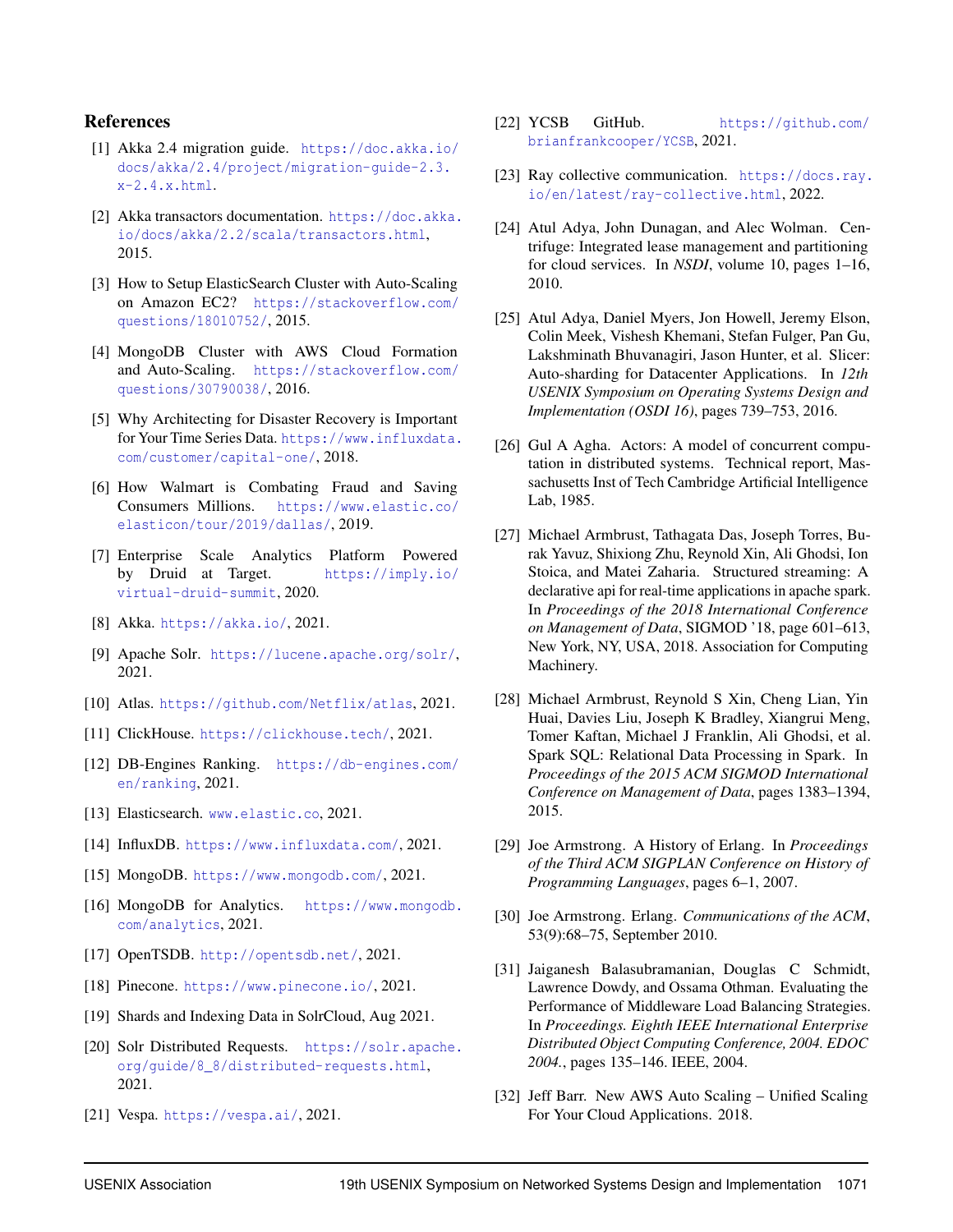## References

[1] Akka 2.4 migration guide. https://doc.akka.io/docs/akka/2.4/project/migration-guide-2.3.x-2.4.x.html.

[2] Akka transactors documentation. https://doc.akka.io/docs/akka/2.2/scala/transactors.html, 2015.

[3] How to Setup ElasticSearch Cluster with Auto-Scaling on Amazon EC2? https://stackoverflow.com/questions/18010752/, 2015.

[4] MongoDB Cluster with AWS Cloud Formation and Auto-Scaling. https://stackoverflow.com/questions/30790038/, 2016.

[5] Why Architecting for Disaster Recovery is Important for Your Time Series Data. https://www.influxdata.com/customer/capital-one/, 2018.

[6] How Walmart is Combating Fraud and Saving Consumers Millions. https://www.elastic.co/elasticon/tour/2019/dallas/, 2019.

[7] Enterprise Scale Analytics Platform Powered by Druid at Target. https://imply.io/virtual-druid-summit, 2020.

[8] Akka. https://akka.io/, 2021.

[9] Apache Solr. https://lucene.apache.org/solr/, 2021.

[10] Atlas. https://github.com/Netflix/atlas, 2021.

[11] ClickHouse. https://clickhouse.tech/, 2021.

[12] DB-Engines Ranking. https://db-engines.com/en/ranking, 2021.

[13] Elasticsearch. www.elastic.co, 2021.

[14] InfluxDB. https://www.influxdata.com/, 2021.

[15] MongoDB. https://www.mongodb.com/, 2021.

[16] MongoDB for Analytics. https://www.mongodb.com/analytics, 2021.

[17] OpenTSDB. http://opentsdb.net/, 2021.

[18] Pinecone. https://www.pinecone.io/, 2021.

[19] Shards and Indexing Data in SolrCloud, Aug 2021.

[20] Solr Distributed Requests. https://solr.apache.org/guide/8_8/distributed-requests.html, 2021.

[21] Vespa. https://vespa.ai/, 2021.

[22] YCSB GitHub. https://github.com/brianfrankcooper/YCSB, 2021.

[23] Ray collective communication. https://docs.ray.io/en/latest/ray-collective.html, 2022.

[24] Atul Adya, John Dunagan, and Alec Wolman. Centrifuge: Integrated lease management and partitioning for cloud services. In *NSDI*, volume 10, pages 1–16, 2010.

[25] Atul Adya, Daniel Myers, Jon Howell, Jeremy Elson, Colin Meek, Vishesh Khemani, Stefan Fulger, Pan Gu, Lakshminath Bhuvanagiri, Jason Hunter, et al. Slicer: Auto-sharding for Datacenter Applications. In *12th USENIX Symposium on Operating Systems Design and Implementation (OSDI 16)*, pages 739–753, 2016.

[26] Gul A Agha. Actors: A model of concurrent computation in distributed systems. Technical report, Massachusetts Inst of Tech Cambridge Artificial Intelligence Lab, 1985.

[27] Michael Armbrust, Tathagata Das, Joseph Torres, Burak Yavuz, Shixiong Zhu, Reynold Xin, Ali Ghodsi, Ion Stoica, and Matei Zaharia. Structured streaming: A declarative api for real-time applications in apache spark. In *Proceedings of the 2018 International Conference on Management of Data*, SIGMOD '18, page 601–613, New York, NY, USA, 2018. Association for Computing Machinery.

[28] Michael Armbrust, Reynold S Xin, Cheng Lian, Yin Huai, Davies Liu, Joseph K Bradley, Xiangrui Meng, Tomer Kaftan, Michael J Franklin, Ali Ghodsi, et al. Spark SQL: Relational Data Processing in Spark. In *Proceedings of the 2015 ACM SIGMOD International Conference on Management of Data*, pages 1383–1394, 2015.

[29] Joe Armstrong. A History of Erlang. In *Proceedings of the Third ACM SIGPLAN Conference on History of Programming Languages*, pages 6–1, 2007.

[30] Joe Armstrong. Erlang. *Communications of the ACM*, 53(9):68–75, September 2010.

[31] Jaiganesh Balasubramanian, Douglas C Schmidt, Lawrence Dowdy, and Ossama Othman. Evaluating the Performance of Middleware Load Balancing Strategies. In *Proceedings. Eighth IEEE International Enterprise Distributed Object Computing Conference, 2004. EDOC 2004.*, pages 135–146. IEEE, 2004.

[32] Jeff Barr. New AWS Auto Scaling – Unified Scaling For Your Cloud Applications. 2018.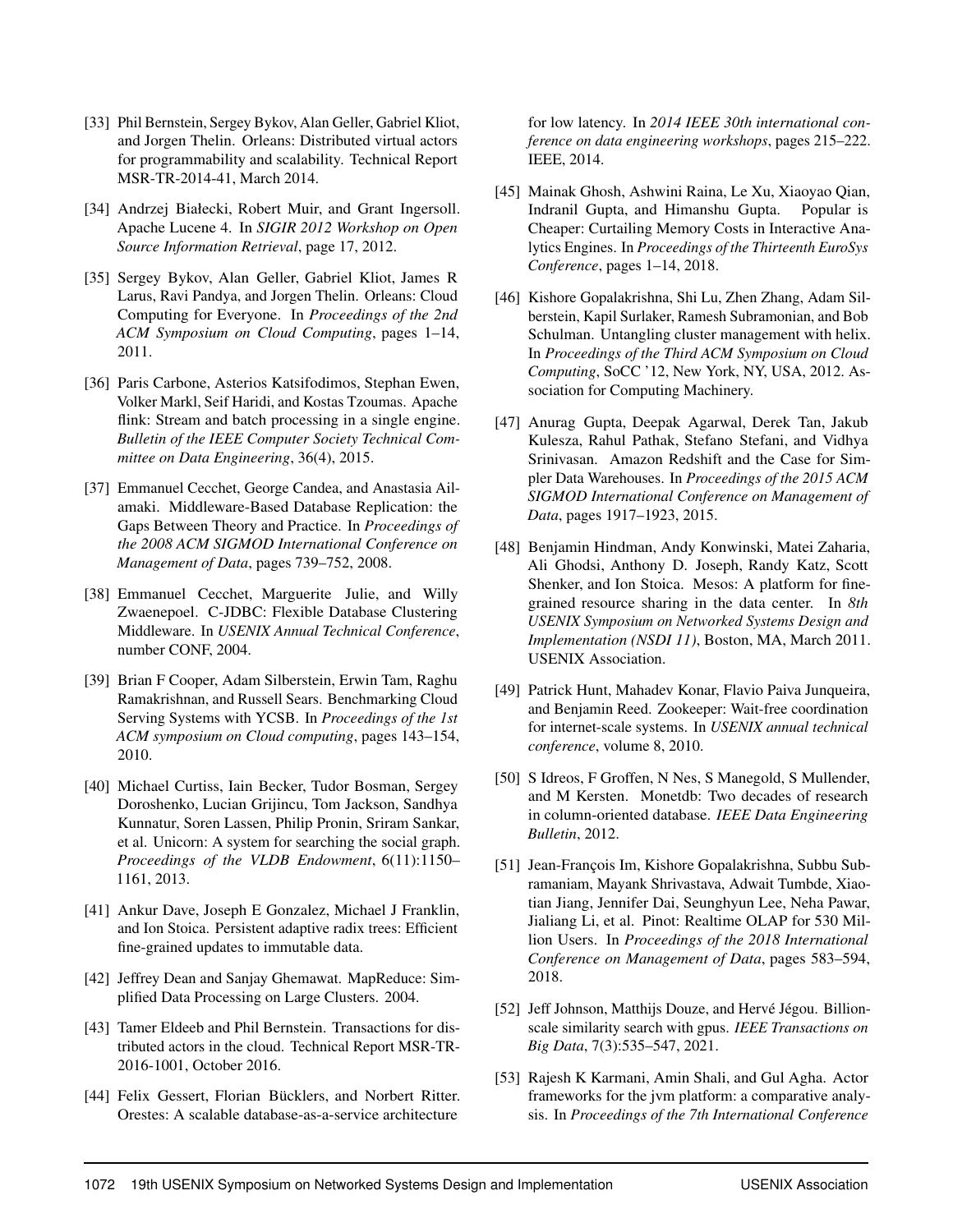[33] Phil Bernstein, Sergey Bykov, Alan Geller, Gabriel Kliot, and Jorgen Thelin. Orleans: Distributed virtual actors for programmability and scalability. Technical Report MSR-TR-2014-41, March 2014.

[34] Andrzej Białecki, Robert Muir, and Grant Ingersoll. Apache Lucene 4. In *SIGIR 2012 Workshop on Open Source Information Retrieval*, page 17, 2012.

[35] Sergey Bykov, Alan Geller, Gabriel Kliot, James R Larus, Ravi Pandya, and Jorgen Thelin. Orleans: Cloud Computing for Everyone. In *Proceedings of the 2nd ACM Symposium on Cloud Computing*, pages 1–14, 2011.

[36] Paris Carbone, Asterios Katsifodimos, Stephan Ewen, Volker Markl, Seif Haridi, and Kostas Tzoumas. Apache flink: Stream and batch processing in a single engine. *Bulletin of the IEEE Computer Society Technical Committee on Data Engineering*, 36(4), 2015.

[37] Emmanuel Cecchet, George Candea, and Anastasia Ailamaki. Middleware-Based Database Replication: the Gaps Between Theory and Practice. In *Proceedings of the 2008 ACM SIGMOD International Conference on Management of Data*, pages 739–752, 2008.

[38] Emmanuel Cecchet, Marguerite Julie, and Willy Zwaenepoel. C-JDBC: Flexible Database Clustering Middleware. In *USENIX Annual Technical Conference*, number CONF, 2004.

[39] Brian F Cooper, Adam Silberstein, Erwin Tam, Raghu Ramakrishnan, and Russell Sears. Benchmarking Cloud Serving Systems with YCSB. In *Proceedings of the 1st ACM symposium on Cloud computing*, pages 143–154, 2010.

[40] Michael Curtiss, Iain Becker, Tudor Bosman, Sergey Doroshenko, Lucian Grijincu, Tom Jackson, Sandhya Kunnatur, Soren Lassen, Philip Pronin, Sriram Sankar, et al. Unicorn: A system for searching the social graph. *Proceedings of the VLDB Endowment*, 6(11):1150–1161, 2013.

[41] Ankur Dave, Joseph E Gonzalez, Michael J Franklin, and Ion Stoica. Persistent adaptive radix trees: Efficient fine-grained updates to immutable data.

[42] Jeffrey Dean and Sanjay Ghemawat. MapReduce: Simplified Data Processing on Large Clusters. 2004.

[43] Tamer Eldeeb and Phil Bernstein. Transactions for distributed actors in the cloud. Technical Report MSR-TR-2016-1001, October 2016.

[44] Felix Gessert, Florian Bücklers, and Norbert Ritter. Orestes: A scalable database-as-a-service architecture for low latency. In *2014 IEEE 30th international conference on data engineering workshops*, pages 215–222. IEEE, 2014.

[45] Mainak Ghosh, Ashwini Raina, Le Xu, Xiaoyao Qian, Indranil Gupta, and Himanshu Gupta. Popular is Cheaper: Curtailing Memory Costs in Interactive Analytics Engines. In *Proceedings of the Thirteenth EuroSys Conference*, pages 1–14, 2018.

[46] Kishore Gopalakrishna, Shi Lu, Zhen Zhang, Adam Silberstein, Kapil Surlaker, Ramesh Subramonian, and Bob Schulman. Untangling cluster management with helix. In *Proceedings of the Third ACM Symposium on Cloud Computing*, SoCC '12, New York, NY, USA, 2012. Association for Computing Machinery.

[47] Anurag Gupta, Deepak Agarwal, Derek Tan, Jakub Kulesza, Rahul Pathak, Stefano Stefani, and Vidhya Srinivasan. Amazon Redshift and the Case for Simpler Data Warehouses. In *Proceedings of the 2015 ACM SIGMOD International Conference on Management of Data*, pages 1917–1923, 2015.

[48] Benjamin Hindman, Andy Konwinski, Matei Zaharia, Ali Ghodsi, Anthony D. Joseph, Randy Katz, Scott Shenker, and Ion Stoica. Mesos: A platform for fine-grained resource sharing in the data center. In *8th USENIX Symposium on Networked Systems Design and Implementation (NSDI 11)*, Boston, MA, March 2011. USENIX Association.

[49] Patrick Hunt, Mahadev Konar, Flavio Paiva Junqueira, and Benjamin Reed. Zookeeper: Wait-free coordination for internet-scale systems. In *USENIX annual technical conference*, volume 8, 2010.

[50] S Idreos, F Groffen, N Nes, S Manegold, S Mullender, and M Kersten. Monetdb: Two decades of research in column-oriented database. *IEEE Data Engineering Bulletin*, 2012.

[51] Jean-François Im, Kishore Gopalakrishna, Subbu Subramaniam, Mayank Shrivastava, Adwait Tumbde, Xiaotian Jiang, Jennifer Dai, Seunghyun Lee, Neha Pawar, Jialiang Li, et al. Pinot: Realtime OLAP for 530 Million Users. In *Proceedings of the 2018 International Conference on Management of Data*, pages 583–594, 2018.

[52] Jeff Johnson, Matthijs Douze, and Hervé Jégou. Billion-scale similarity search with gpus. *IEEE Transactions on Big Data*, 7(3):535–547, 2021.

[53] Rajesh K Karmani, Amin Shali, and Gul Agha. Actor frameworks for the jvm platform: a comparative analysis. In *Proceedings of the 7th International Conference*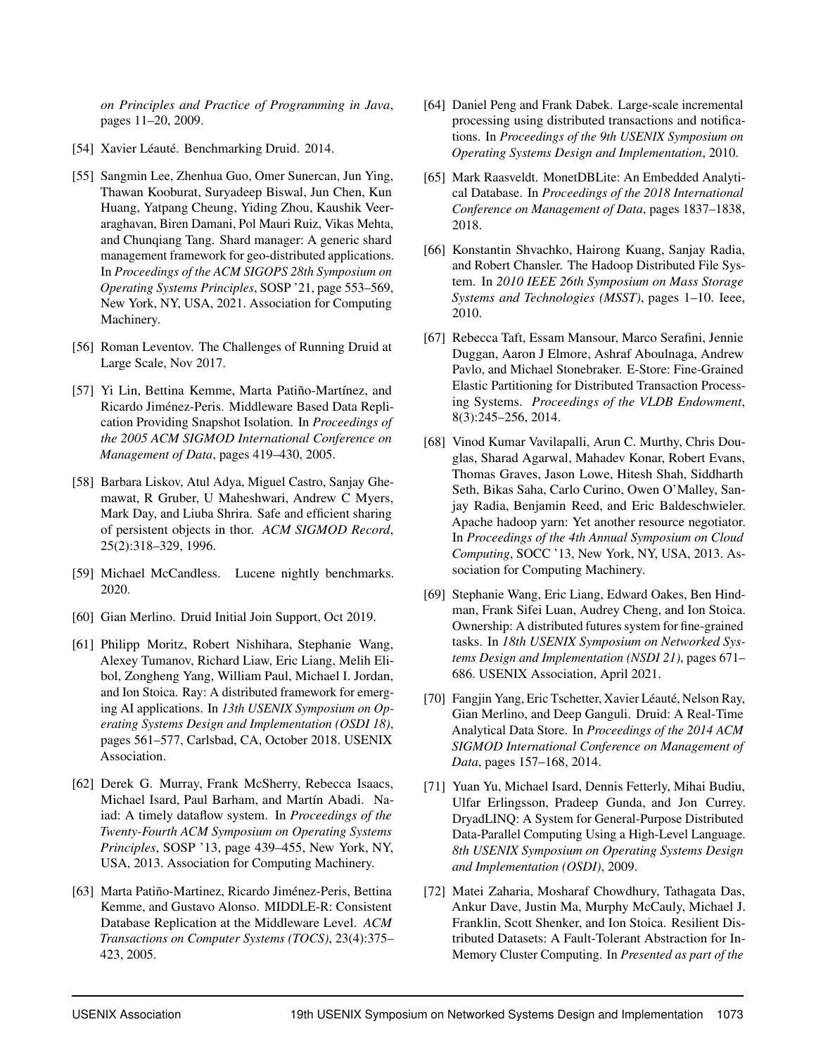*on Principles and Practice of Programming in Java*, pages 11–20, 2009.

[54] Xavier Léauté. Benchmarking Druid. 2014.

[55] Sangmin Lee, Zhenhua Guo, Omer Sunercan, Jun Ying, Thawan Kooburat, Suryadeep Biswal, Jun Chen, Kun Huang, Yatpang Cheung, Yiding Zhou, Kaushik Veeraraghavan, Biren Damani, Pol Mauri Ruiz, Vikas Mehta, and Chunqiang Tang. Shard manager: A generic shard management framework for geo-distributed applications. In *Proceedings of the ACM SIGOPS 28th Symposium on Operating Systems Principles*, SOSP '21, page 553–569, New York, NY, USA, 2021. Association for Computing Machinery.

[56] Roman Leventov. The Challenges of Running Druid at Large Scale, Nov 2017.

[57] Yi Lin, Bettina Kemme, Marta Patiño-Martínez, and Ricardo Jiménez-Peris. Middleware Based Data Replication Providing Snapshot Isolation. In *Proceedings of the 2005 ACM SIGMOD International Conference on Management of Data*, pages 419–430, 2005.

[58] Barbara Liskov, Atul Adya, Miguel Castro, Sanjay Ghemawat, R Gruber, U Maheshwari, Andrew C Myers, Mark Day, and Liuba Shrira. Safe and efficient sharing of persistent objects in thor. *ACM SIGMOD Record*, 25(2):318–329, 1996.

[59] Michael McCandless. Lucene nightly benchmarks. 2020.

[60] Gian Merlino. Druid Initial Join Support, Oct 2019.

[61] Philipp Moritz, Robert Nishihara, Stephanie Wang, Alexey Tumanov, Richard Liaw, Eric Liang, Melih Elibol, Zongheng Yang, William Paul, Michael I. Jordan, and Ion Stoica. Ray: A distributed framework for emerging AI applications. In *13th USENIX Symposium on Operating Systems Design and Implementation (OSDI 18)*, pages 561–577, Carlsbad, CA, October 2018. USENIX Association.

[62] Derek G. Murray, Frank McSherry, Rebecca Isaacs, Michael Isard, Paul Barham, and Martín Abadi. Naiad: A timely dataflow system. In *Proceedings of the Twenty-Fourth ACM Symposium on Operating Systems Principles*, SOSP '13, page 439–455, New York, NY, USA, 2013. Association for Computing Machinery.

[63] Marta Patiño-Martinez, Ricardo Jiménez-Peris, Bettina Kemme, and Gustavo Alonso. MIDDLE-R: Consistent Database Replication at the Middleware Level. *ACM Transactions on Computer Systems (TOCS)*, 23(4):375–423, 2005.

[64] Daniel Peng and Frank Dabek. Large-scale incremental processing using distributed transactions and notifications. In *Proceedings of the 9th USENIX Symposium on Operating Systems Design and Implementation*, 2010.

[65] Mark Raasveldt. MonetDBLite: An Embedded Analytical Database. In *Proceedings of the 2018 International Conference on Management of Data*, pages 1837–1838, 2018.

[66] Konstantin Shvachko, Hairong Kuang, Sanjay Radia, and Robert Chansler. The Hadoop Distributed File System. In *2010 IEEE 26th Symposium on Mass Storage Systems and Technologies (MSST)*, pages 1–10. Ieee, 2010.

[67] Rebecca Taft, Essam Mansour, Marco Serafini, Jennie Duggan, Aaron J Elmore, Ashraf Aboulnaga, Andrew Pavlo, and Michael Stonebraker. E-Store: Fine-Grained Elastic Partitioning for Distributed Transaction Processing Systems. *Proceedings of the VLDB Endowment*, 8(3):245–256, 2014.

[68] Vinod Kumar Vavilapalli, Arun C. Murthy, Chris Douglas, Sharad Agarwal, Mahadev Konar, Robert Evans, Thomas Graves, Jason Lowe, Hitesh Shah, Siddharth Seth, Bikas Saha, Carlo Curino, Owen O'Malley, Sanjay Radia, Benjamin Reed, and Eric Baldeschwieler. Apache hadoop yarn: Yet another resource negotiator. In *Proceedings of the 4th Annual Symposium on Cloud Computing*, SOCC '13, New York, NY, USA, 2013. Association for Computing Machinery.

[69] Stephanie Wang, Eric Liang, Edward Oakes, Ben Hindman, Frank Sifei Luan, Audrey Cheng, and Ion Stoica. Ownership: A distributed futures system for fine-grained tasks. In *18th USENIX Symposium on Networked Systems Design and Implementation (NSDI 21)*, pages 671–686. USENIX Association, April 2021.

[70] Fangjin Yang, Eric Tschetter, Xavier Léauté, Nelson Ray, Gian Merlino, and Deep Ganguli. Druid: A Real-Time Analytical Data Store. In *Proceedings of the 2014 ACM SIGMOD International Conference on Management of Data*, pages 157–168, 2014.

[71] Yuan Yu, Michael Isard, Dennis Fetterly, Mihai Budiu, Ulfar Erlingsson, Pradeep Gunda, and Jon Currey. DryadLINQ: A System for General-Purpose Distributed Data-Parallel Computing Using a High-Level Language. *8th USENIX Symposium on Operating Systems Design and Implementation (OSDI)*, 2009.

[72] Matei Zaharia, Mosharaf Chowdhury, Tathagata Das, Ankur Dave, Justin Ma, Murphy McCauly, Michael J. Franklin, Scott Shenker, and Ion Stoica. Resilient Distributed Datasets: A Fault-Tolerant Abstraction for In-Memory Cluster Computing. In *Presented as part of the*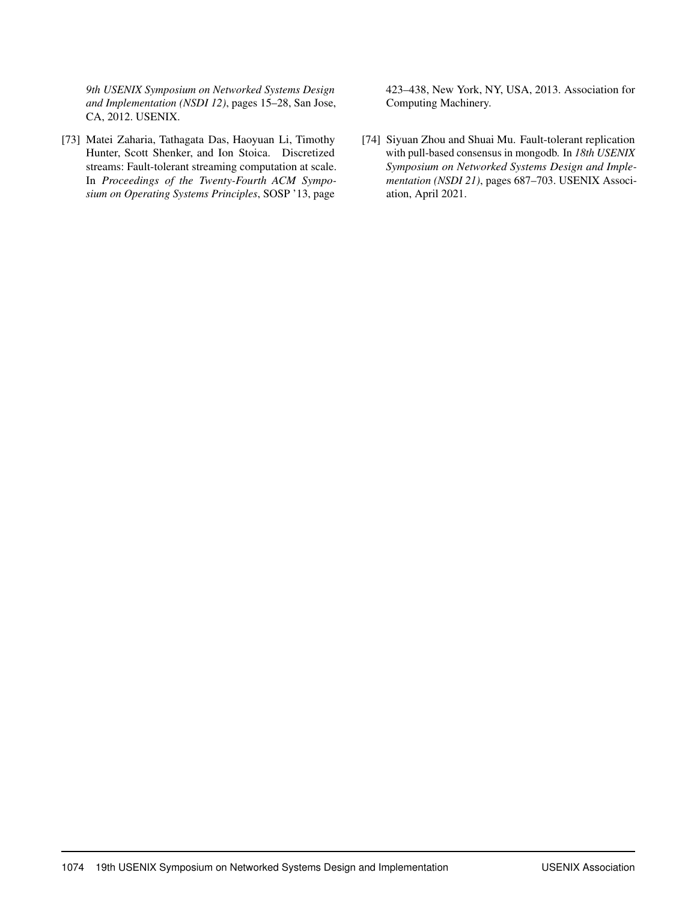*9th USENIX Symposium on Networked Systems Design and Implementation (NSDI 12)*, pages 15–28, San Jose, CA, 2012. USENIX.

[73] Matei Zaharia, Tathagata Das, Haoyuan Li, Timothy Hunter, Scott Shenker, and Ion Stoica. Discretized streams: Fault-tolerant streaming computation at scale. In *Proceedings of the Twenty-Fourth ACM Symposium on Operating Systems Principles*, SOSP '13, page 423–438, New York, NY, USA, 2013. Association for Computing Machinery.

[74] Siyuan Zhou and Shuai Mu. Fault-tolerant replication with pull-based consensus in mongodb. In *18th USENIX Symposium on Networked Systems Design and Implementation (NSDI 21)*, pages 687–703. USENIX Association, April 2021.